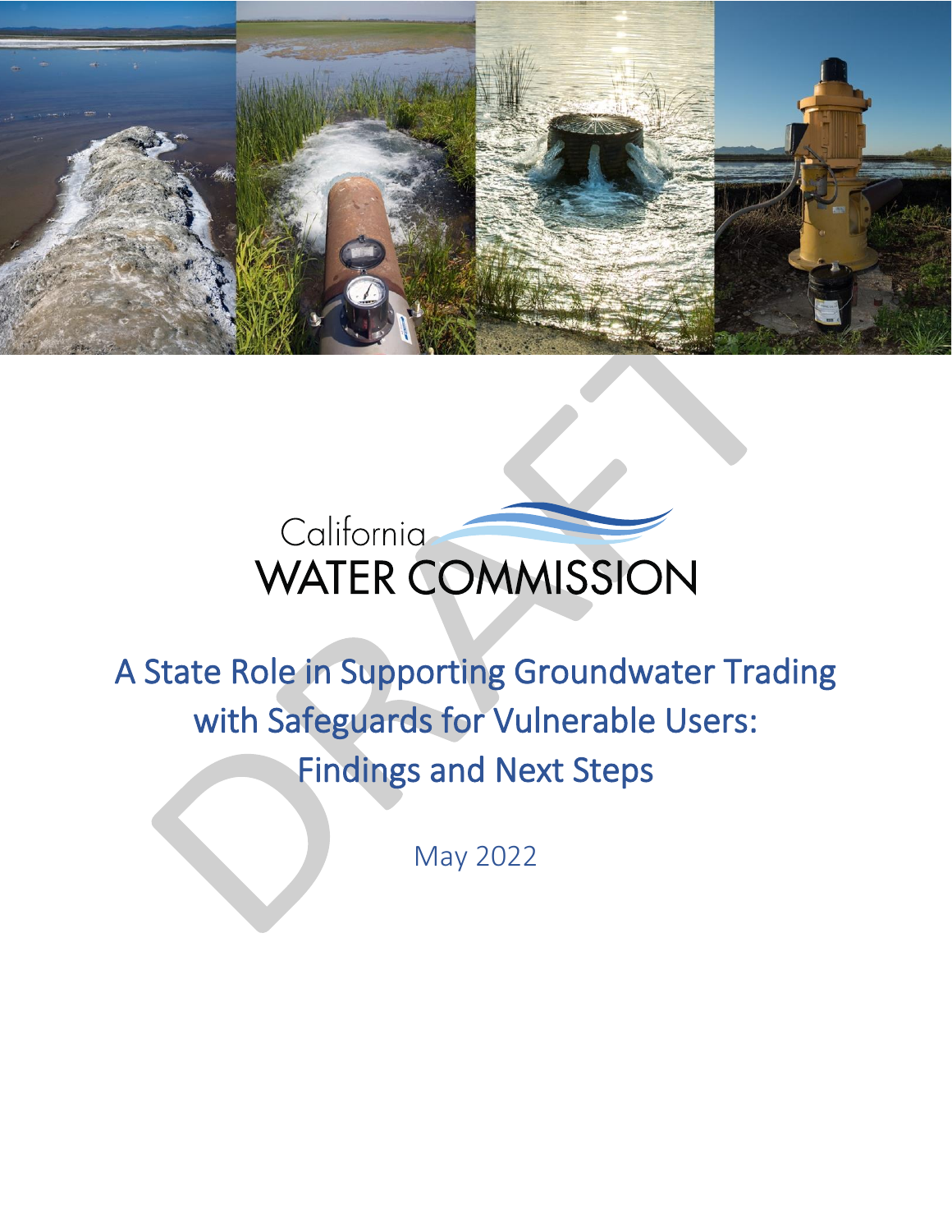California
WATER COMMISSION

# A State Role in Supporting Groundwater Trading with Safeguards for Vulnerable Users: Findings and Next Steps

May 2022

DRAFT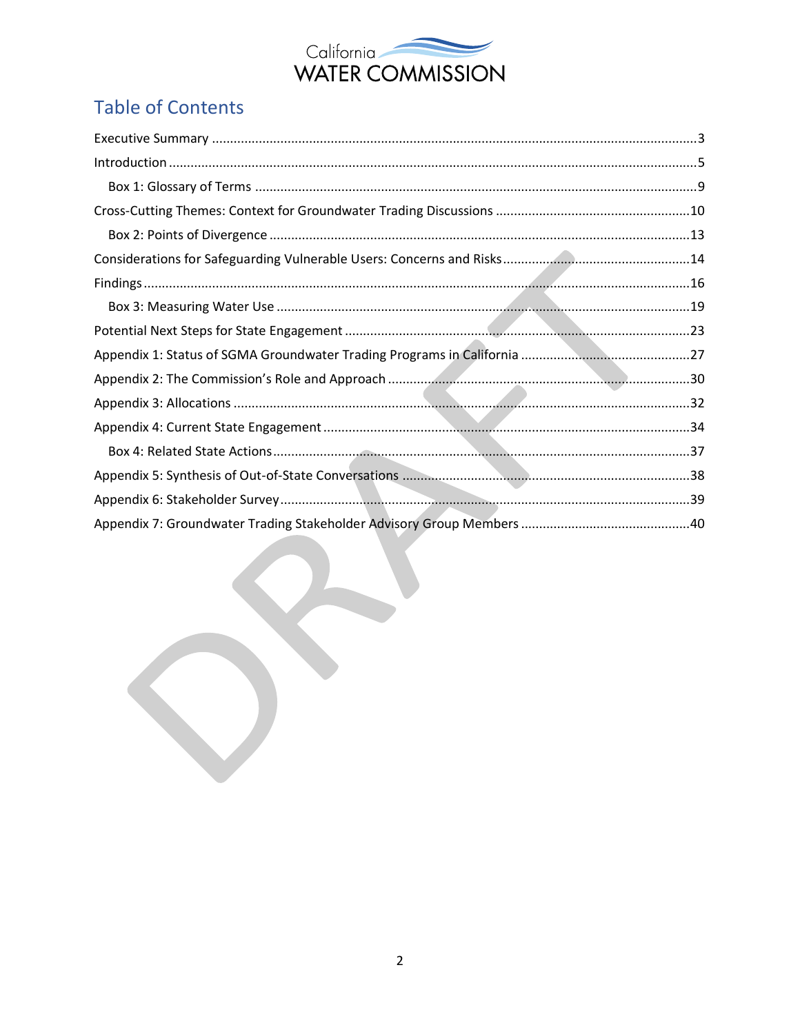California WATER COMMISSION

## Table of Contents

Executive Summary ......................................................................................................................3
Introduction ..................................................................................................................................5
    Box 1: Glossary of Terms ..........................................................................................................9
Cross-Cutting Themes: Context for Groundwater Trading Discussions .......................................10
    Box 2: Points of Divergence ....................................................................................................13
Considerations for Safeguarding Vulnerable Users: Concerns and Risks.....................................14
Findings.......................................................................................................................................16
    Box 3: Measuring Water Use ...................................................................................................19
Potential Next Steps for State Engagement .................................................................................23
Appendix 1: Status of SGMA Groundwater Trading Programs in California ................................27
Appendix 2: The Commission's Role and Approach ....................................................................30
Appendix 3: Allocations ..............................................................................................................32
Appendix 4: Current State Engagement ......................................................................................34
    Box 4: Related State Actions....................................................................................................37
Appendix 5: Synthesis of Out-of-State Conversations .................................................................38
Appendix 6: Stakeholder Survey..................................................................................................39
Appendix 7: Groundwater Trading Stakeholder Advisory Group Members ................................40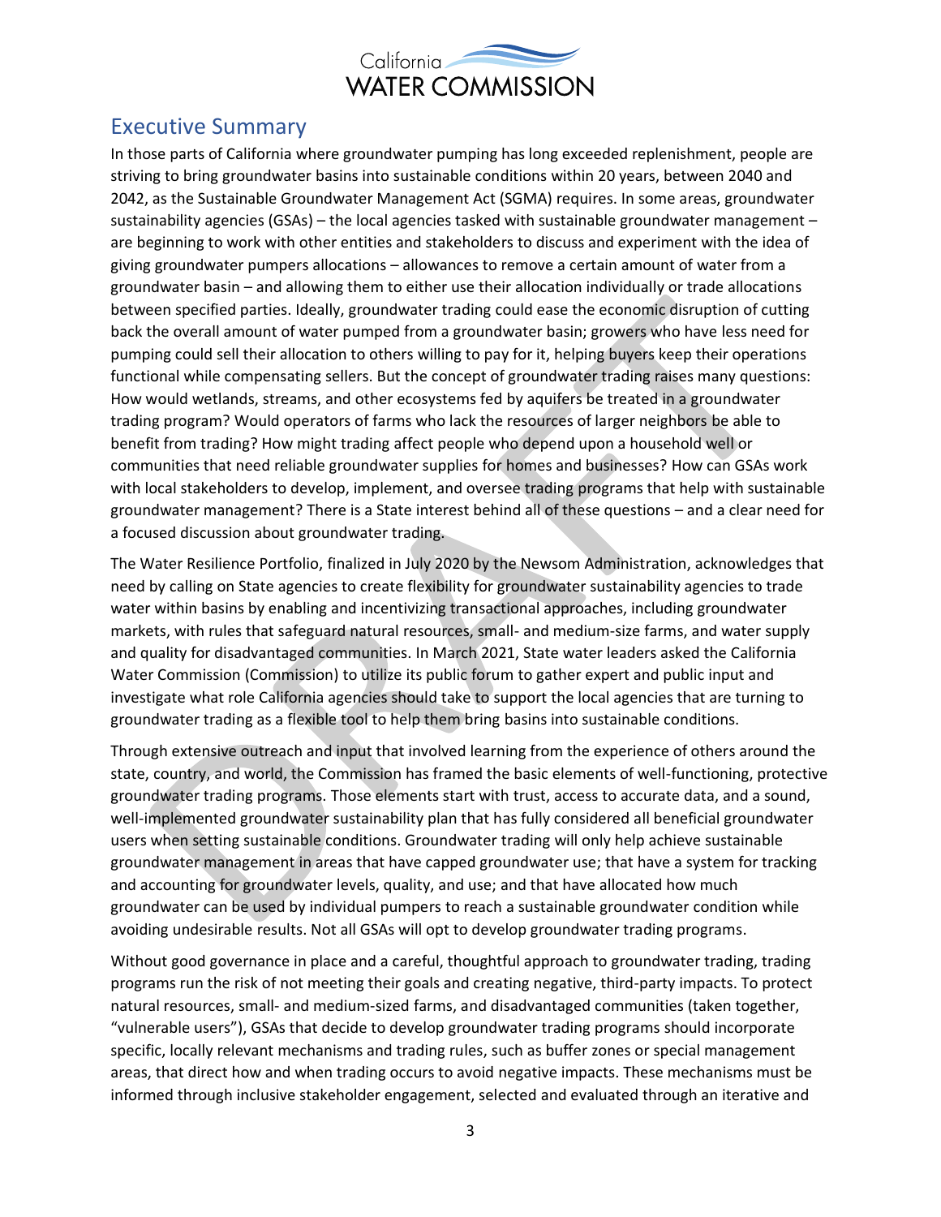## Executive Summary

In those parts of California where groundwater pumping has long exceeded replenishment, people are striving to bring groundwater basins into sustainable conditions within 20 years, between 2040 and 2042, as the Sustainable Groundwater Management Act (SGMA) requires. In some areas, groundwater sustainability agencies (GSAs) – the local agencies tasked with sustainable groundwater management – are beginning to work with other entities and stakeholders to discuss and experiment with the idea of giving groundwater pumpers allocations – allowances to remove a certain amount of water from a groundwater basin – and allowing them to either use their allocation individually or trade allocations between specified parties. Ideally, groundwater trading could ease the economic disruption of cutting back the overall amount of water pumped from a groundwater basin; growers who have less need for pumping could sell their allocation to others willing to pay for it, helping buyers keep their operations functional while compensating sellers. But the concept of groundwater trading raises many questions: How would wetlands, streams, and other ecosystems fed by aquifers be treated in a groundwater trading program? Would operators of farms who lack the resources of larger neighbors be able to benefit from trading? How might trading affect people who depend upon a household well or communities that need reliable groundwater supplies for homes and businesses? How can GSAs work with local stakeholders to develop, implement, and oversee trading programs that help with sustainable groundwater management? There is a State interest behind all of these questions – and a clear need for a focused discussion about groundwater trading.

The Water Resilience Portfolio, finalized in July 2020 by the Newsom Administration, acknowledges that need by calling on State agencies to create flexibility for groundwater sustainability agencies to trade water within basins by enabling and incentivizing transactional approaches, including groundwater markets, with rules that safeguard natural resources, small- and medium-size farms, and water supply and quality for disadvantaged communities. In March 2021, State water leaders asked the California Water Commission (Commission) to utilize its public forum to gather expert and public input and investigate what role California agencies should take to support the local agencies that are turning to groundwater trading as a flexible tool to help them bring basins into sustainable conditions.

Through extensive outreach and input that involved learning from the experience of others around the state, country, and world, the Commission has framed the basic elements of well-functioning, protective groundwater trading programs. Those elements start with trust, access to accurate data, and a sound, well-implemented groundwater sustainability plan that has fully considered all beneficial groundwater users when setting sustainable conditions. Groundwater trading will only help achieve sustainable groundwater management in areas that have capped groundwater use; that have a system for tracking and accounting for groundwater levels, quality, and use; and that have allocated how much groundwater can be used by individual pumpers to reach a sustainable groundwater condition while avoiding undesirable results. Not all GSAs will opt to develop groundwater trading programs.

Without good governance in place and a careful, thoughtful approach to groundwater trading, trading programs run the risk of not meeting their goals and creating negative, third-party impacts. To protect natural resources, small- and medium-sized farms, and disadvantaged communities (taken together, "vulnerable users"), GSAs that decide to develop groundwater trading programs should incorporate specific, locally relevant mechanisms and trading rules, such as buffer zones or special management areas, that direct how and when trading occurs to avoid negative impacts. These mechanisms must be informed through inclusive stakeholder engagement, selected and evaluated through an iterative and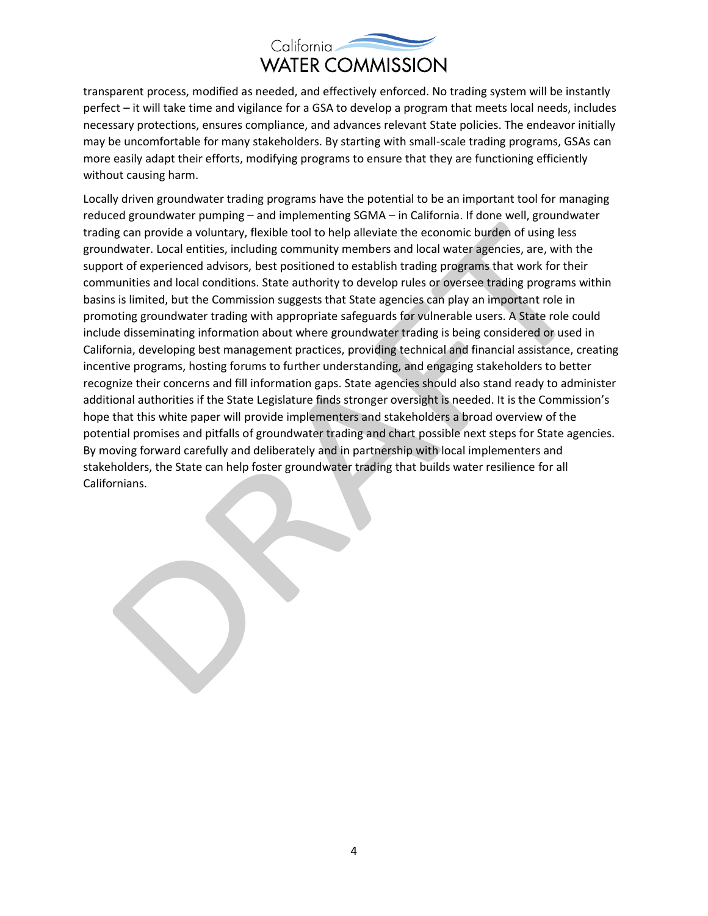transparent process, modified as needed, and effectively enforced. No trading system will be instantly perfect – it will take time and vigilance for a GSA to develop a program that meets local needs, includes necessary protections, ensures compliance, and advances relevant State policies. The endeavor initially may be uncomfortable for many stakeholders. By starting with small-scale trading programs, GSAs can more easily adapt their efforts, modifying programs to ensure that they are functioning efficiently without causing harm.

Locally driven groundwater trading programs have the potential to be an important tool for managing reduced groundwater pumping – and implementing SGMA – in California. If done well, groundwater trading can provide a voluntary, flexible tool to help alleviate the economic burden of using less groundwater. Local entities, including community members and local water agencies, are, with the support of experienced advisors, best positioned to establish trading programs that work for their communities and local conditions. State authority to develop rules or oversee trading programs within basins is limited, but the Commission suggests that State agencies can play an important role in promoting groundwater trading with appropriate safeguards for vulnerable users. A State role could include disseminating information about where groundwater trading is being considered or used in California, developing best management practices, providing technical and financial assistance, creating incentive programs, hosting forums to further understanding, and engaging stakeholders to better recognize their concerns and fill information gaps. State agencies should also stand ready to administer additional authorities if the State Legislature finds stronger oversight is needed. It is the Commission's hope that this white paper will provide implementers and stakeholders a broad overview of the potential promises and pitfalls of groundwater trading and chart possible next steps for State agencies. By moving forward carefully and deliberately and in partnership with local implementers and stakeholders, the State can help foster groundwater trading that builds water resilience for all Californians.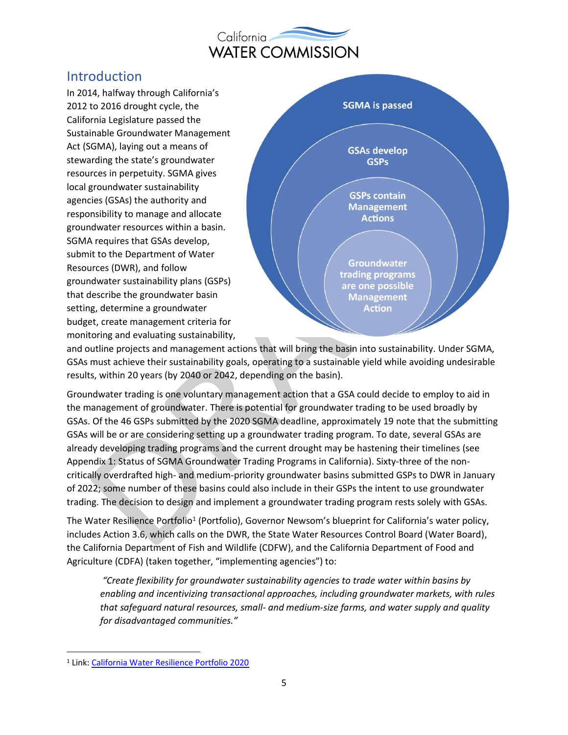## Introduction

In 2014, halfway through California's 2012 to 2016 drought cycle, the California Legislature passed the Sustainable Groundwater Management Act (SGMA), laying out a means of stewarding the state's groundwater resources in perpetuity. SGMA gives local groundwater sustainability agencies (GSAs) the authority and responsibility to manage and allocate groundwater resources within a basin. SGMA requires that GSAs develop, submit to the Department of Water Resources (DWR), and follow groundwater sustainability plans (GSPs) that describe the groundwater basin setting, determine a groundwater budget, create management criteria for monitoring and evaluating sustainability, and outline projects and management actions that will bring the basin into sustainability. Under SGMA, GSAs must achieve their sustainability goals, operating to a sustainable yield while avoiding undesirable results, within 20 years (by 2040 or 2042, depending on the basin).

SGMA is passed

GSAs develop GSPs

GSPs contain Management Actions

Groundwater trading programs are one possible Management Action

Groundwater trading is one voluntary management action that a GSA could decide to employ to aid in the management of groundwater. There is potential for groundwater trading to be used broadly by GSAs. Of the 46 GSPs submitted by the 2020 SGMA deadline, approximately 19 note that the submitting GSAs will be or are considering setting up a groundwater trading program. To date, several GSAs are already developing trading programs and the current drought may be hastening their timelines (see Appendix 1: Status of SGMA Groundwater Trading Programs in California). Sixty-three of the non-critically overdrafted high- and medium-priority groundwater basins submitted GSPs to DWR in January of 2022; some number of these basins could also include in their GSPs the intent to use groundwater trading. The decision to design and implement a groundwater trading program rests solely with GSAs.

The Water Resilience Portfolio[1] (Portfolio), Governor Newsom's blueprint for California's water policy, includes Action 3.6, which calls on the DWR, the State Water Resources Control Board (Water Board), the California Department of Fish and Wildlife (CDFW), and the California Department of Food and Agriculture (CDFA) (taken together, "implementing agencies") to:

> *"Create flexibility for groundwater sustainability agencies to trade water within basins by enabling and incentivizing transactional approaches, including groundwater markets, with rules that safeguard natural resources, small- and medium-size farms, and water supply and quality for disadvantaged communities."*

[1] Link: California Water Resilience Portfolio 2020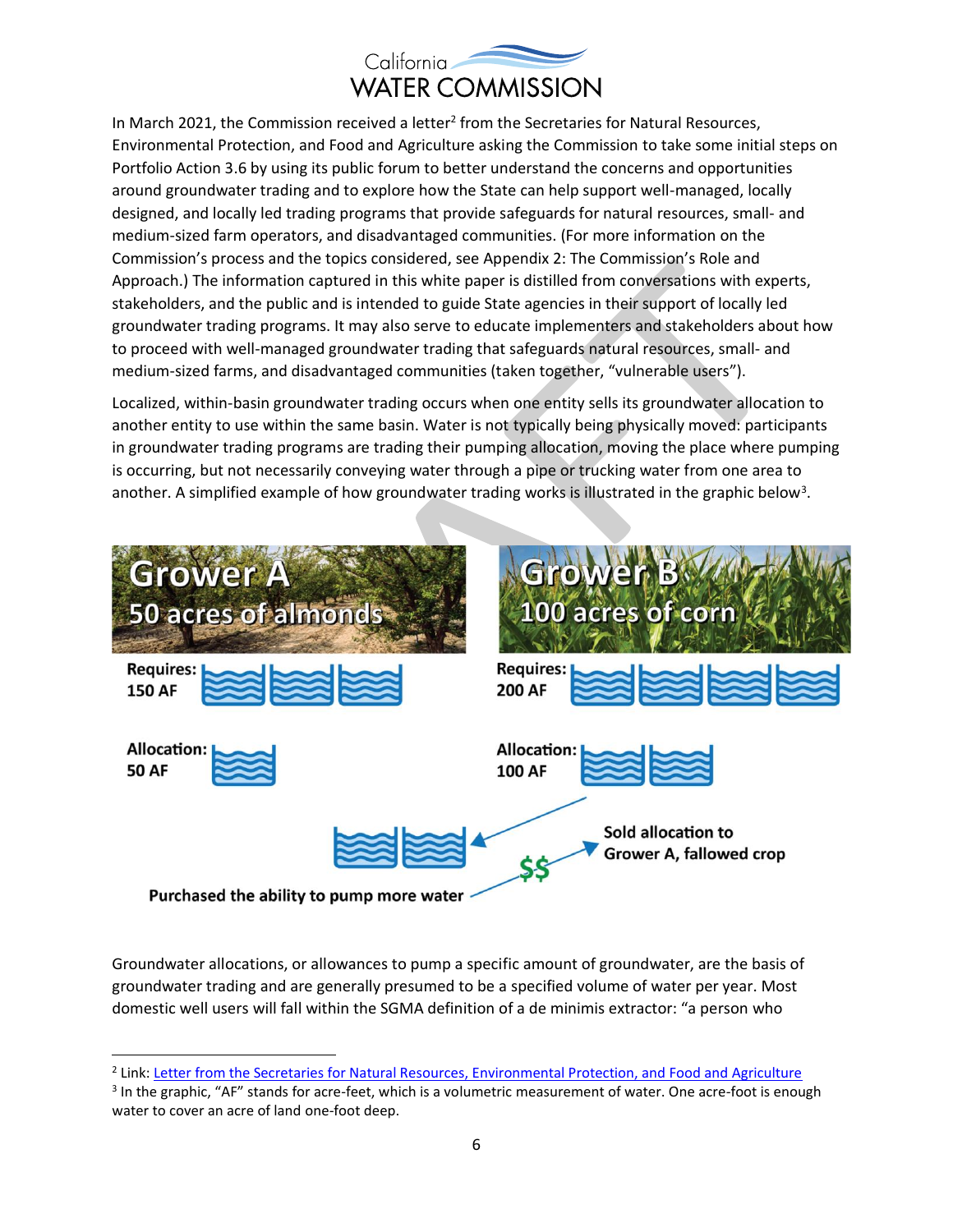In March 2021, the Commission received a letter[2] from the Secretaries for Natural Resources, Environmental Protection, and Food and Agriculture asking the Commission to take some initial steps on Portfolio Action 3.6 by using its public forum to better understand the concerns and opportunities around groundwater trading and to explore how the State can help support well-managed, locally designed, and locally led trading programs that provide safeguards for natural resources, small- and medium-sized farm operators, and disadvantaged communities. (For more information on the Commission's process and the topics considered, see Appendix 2: The Commission's Role and Approach.) The information captured in this white paper is distilled from conversations with experts, stakeholders, and the public and is intended to guide State agencies in their support of locally led groundwater trading programs. It may also serve to educate implementers and stakeholders about how to proceed with well-managed groundwater trading that safeguards natural resources, small- and medium-sized farms, and disadvantaged communities (taken together, "vulnerable users").

Localized, within-basin groundwater trading occurs when one entity sells its groundwater allocation to another entity to use within the same basin. Water is not typically being physically moved: participants in groundwater trading programs are trading their pumping allocation, moving the place where pumping is occurring, but not necessarily conveying water through a pipe or trucking water from one area to another. A simplified example of how groundwater trading works is illustrated in the graphic below[3].

Grower A
50 acres of almonds

Requires: 150 AF

Allocation: 50 AF

Grower B
100 acres of corn

Requires: 200 AF

Allocation: 100 AF

Sold allocation to Grower A, fallowed crop

$$

Purchased the ability to pump more water

Groundwater allocations, or allowances to pump a specific amount of groundwater, are the basis of groundwater trading and are generally presumed to be a specified volume of water per year. Most domestic well users will fall within the SGMA definition of a de minimis extractor: "a person who

[2] Link: Letter from the Secretaries for Natural Resources, Environmental Protection, and Food and Agriculture

[3] In the graphic, "AF" stands for acre-feet, which is a volumetric measurement of water. One acre-foot is enough water to cover an acre of land one-foot deep.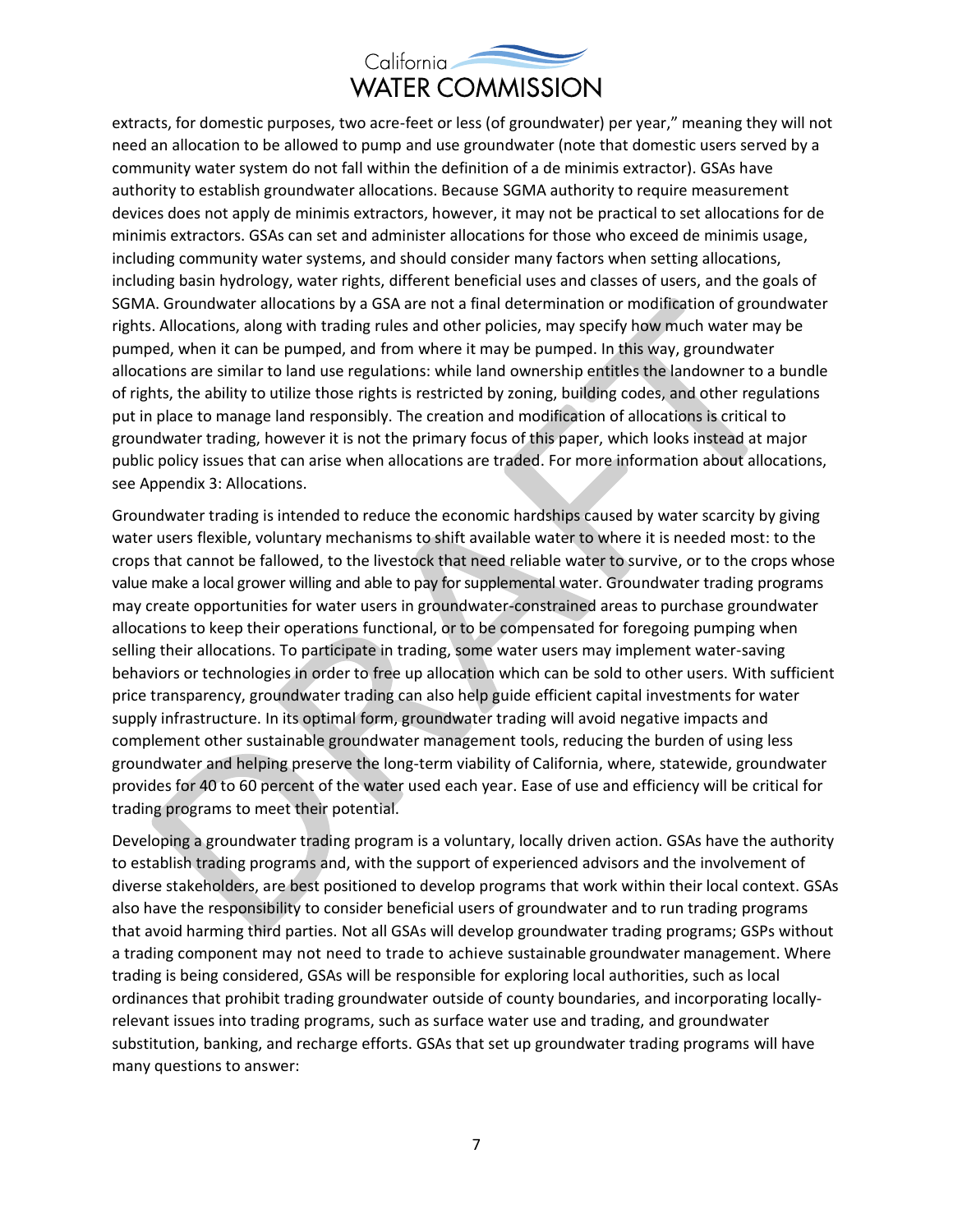extracts, for domestic purposes, two acre-feet or less (of groundwater) per year," meaning they will not need an allocation to be allowed to pump and use groundwater (note that domestic users served by a community water system do not fall within the definition of a de minimis extractor). GSAs have authority to establish groundwater allocations. Because SGMA authority to require measurement devices does not apply de minimis extractors, however, it may not be practical to set allocations for de minimis extractors. GSAs can set and administer allocations for those who exceed de minimis usage, including community water systems, and should consider many factors when setting allocations, including basin hydrology, water rights, different beneficial uses and classes of users, and the goals of SGMA. Groundwater allocations by a GSA are not a final determination or modification of groundwater rights. Allocations, along with trading rules and other policies, may specify how much water may be pumped, when it can be pumped, and from where it may be pumped. In this way, groundwater allocations are similar to land use regulations: while land ownership entitles the landowner to a bundle of rights, the ability to utilize those rights is restricted by zoning, building codes, and other regulations put in place to manage land responsibly. The creation and modification of allocations is critical to groundwater trading, however it is not the primary focus of this paper, which looks instead at major public policy issues that can arise when allocations are traded. For more information about allocations, see Appendix 3: Allocations.

Groundwater trading is intended to reduce the economic hardships caused by water scarcity by giving water users flexible, voluntary mechanisms to shift available water to where it is needed most: to the crops that cannot be fallowed, to the livestock that need reliable water to survive, or to the crops whose value make a local grower willing and able to pay for supplemental water. Groundwater trading programs may create opportunities for water users in groundwater-constrained areas to purchase groundwater allocations to keep their operations functional, or to be compensated for foregoing pumping when selling their allocations. To participate in trading, some water users may implement water-saving behaviors or technologies in order to free up allocation which can be sold to other users. With sufficient price transparency, groundwater trading can also help guide efficient capital investments for water supply infrastructure. In its optimal form, groundwater trading will avoid negative impacts and complement other sustainable groundwater management tools, reducing the burden of using less groundwater and helping preserve the long-term viability of California, where, statewide, groundwater provides for 40 to 60 percent of the water used each year. Ease of use and efficiency will be critical for trading programs to meet their potential.

Developing a groundwater trading program is a voluntary, locally driven action. GSAs have the authority to establish trading programs and, with the support of experienced advisors and the involvement of diverse stakeholders, are best positioned to develop programs that work within their local context. GSAs also have the responsibility to consider beneficial users of groundwater and to run trading programs that avoid harming third parties. Not all GSAs will develop groundwater trading programs; GSPs without a trading component may not need to trade to achieve sustainable groundwater management. Where trading is being considered, GSAs will be responsible for exploring local authorities, such as local ordinances that prohibit trading groundwater outside of county boundaries, and incorporating locally-relevant issues into trading programs, such as surface water use and trading, and groundwater substitution, banking, and recharge efforts. GSAs that set up groundwater trading programs will have many questions to answer: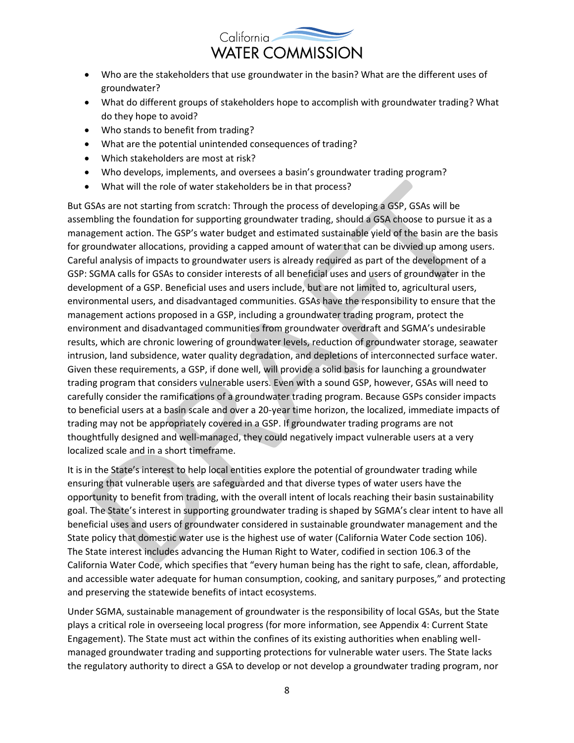- Who are the stakeholders that use groundwater in the basin? What are the different uses of groundwater?
- What do different groups of stakeholders hope to accomplish with groundwater trading? What do they hope to avoid?
- Who stands to benefit from trading?
- What are the potential unintended consequences of trading?
- Which stakeholders are most at risk?
- Who develops, implements, and oversees a basin's groundwater trading program?
- What will the role of water stakeholders be in that process?

But GSAs are not starting from scratch: Through the process of developing a GSP, GSAs will be assembling the foundation for supporting groundwater trading, should a GSA choose to pursue it as a management action. The GSP's water budget and estimated sustainable yield of the basin are the basis for groundwater allocations, providing a capped amount of water that can be divvied up among users. Careful analysis of impacts to groundwater users is already required as part of the development of a GSP: SGMA calls for GSAs to consider interests of all beneficial uses and users of groundwater in the development of a GSP. Beneficial uses and users include, but are not limited to, agricultural users, environmental users, and disadvantaged communities. GSAs have the responsibility to ensure that the management actions proposed in a GSP, including a groundwater trading program, protect the environment and disadvantaged communities from groundwater overdraft and SGMA's undesirable results, which are chronic lowering of groundwater levels, reduction of groundwater storage, seawater intrusion, land subsidence, water quality degradation, and depletions of interconnected surface water. Given these requirements, a GSP, if done well, will provide a solid basis for launching a groundwater trading program that considers vulnerable users. Even with a sound GSP, however, GSAs will need to carefully consider the ramifications of a groundwater trading program. Because GSPs consider impacts to beneficial users at a basin scale and over a 20-year time horizon, the localized, immediate impacts of trading may not be appropriately covered in a GSP. If groundwater trading programs are not thoughtfully designed and well-managed, they could negatively impact vulnerable users at a very localized scale and in a short timeframe.

It is in the State's interest to help local entities explore the potential of groundwater trading while ensuring that vulnerable users are safeguarded and that diverse types of water users have the opportunity to benefit from trading, with the overall intent of locals reaching their basin sustainability goal. The State's interest in supporting groundwater trading is shaped by SGMA's clear intent to have all beneficial uses and users of groundwater considered in sustainable groundwater management and the State policy that domestic water use is the highest use of water (California Water Code section 106). The State interest includes advancing the Human Right to Water, codified in section 106.3 of the California Water Code, which specifies that "every human being has the right to safe, clean, affordable, and accessible water adequate for human consumption, cooking, and sanitary purposes," and protecting and preserving the statewide benefits of intact ecosystems.

Under SGMA, sustainable management of groundwater is the responsibility of local GSAs, but the State plays a critical role in overseeing local progress (for more information, see Appendix 4: Current State Engagement). The State must act within the confines of its existing authorities when enabling well-managed groundwater trading and supporting protections for vulnerable water users. The State lacks the regulatory authority to direct a GSA to develop or not develop a groundwater trading program, nor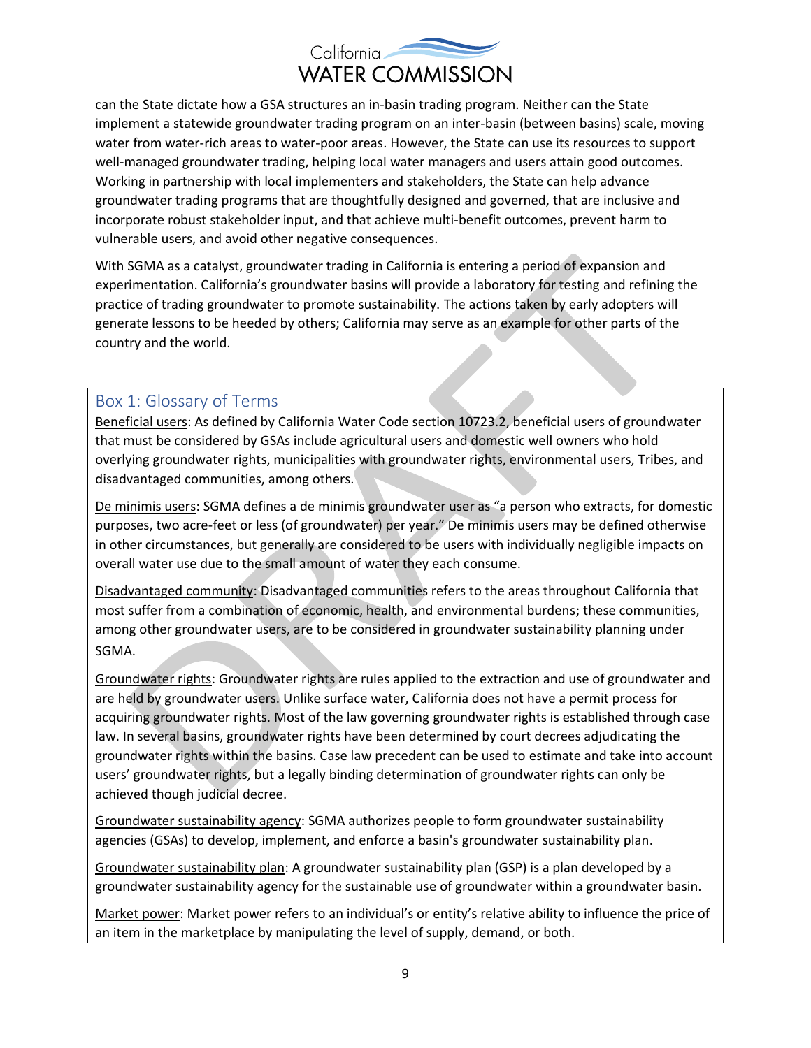can the State dictate how a GSA structures an in-basin trading program. Neither can the State implement a statewide groundwater trading program on an inter-basin (between basins) scale, moving water from water-rich areas to water-poor areas. However, the State can use its resources to support well-managed groundwater trading, helping local water managers and users attain good outcomes. Working in partnership with local implementers and stakeholders, the State can help advance groundwater trading programs that are thoughtfully designed and governed, that are inclusive and incorporate robust stakeholder input, and that achieve multi-benefit outcomes, prevent harm to vulnerable users, and avoid other negative consequences.

With SGMA as a catalyst, groundwater trading in California is entering a period of expansion and experimentation. California's groundwater basins will provide a laboratory for testing and refining the practice of trading groundwater to promote sustainability. The actions taken by early adopters will generate lessons to be heeded by others; California may serve as an example for other parts of the country and the world.

## Box 1: Glossary of Terms

Beneficial users: As defined by California Water Code section 10723.2, beneficial users of groundwater that must be considered by GSAs include agricultural users and domestic well owners who hold overlying groundwater rights, municipalities with groundwater rights, environmental users, Tribes, and disadvantaged communities, among others.

De minimis users: SGMA defines a de minimis groundwater user as "a person who extracts, for domestic purposes, two acre-feet or less (of groundwater) per year." De minimis users may be defined otherwise in other circumstances, but generally are considered to be users with individually negligible impacts on overall water use due to the small amount of water they each consume.

Disadvantaged community: Disadvantaged communities refers to the areas throughout California that most suffer from a combination of economic, health, and environmental burdens; these communities, among other groundwater users, are to be considered in groundwater sustainability planning under SGMA.

Groundwater rights: Groundwater rights are rules applied to the extraction and use of groundwater and are held by groundwater users. Unlike surface water, California does not have a permit process for acquiring groundwater rights. Most of the law governing groundwater rights is established through case law. In several basins, groundwater rights have been determined by court decrees adjudicating the groundwater rights within the basins. Case law precedent can be used to estimate and take into account users' groundwater rights, but a legally binding determination of groundwater rights can only be achieved though judicial decree.

Groundwater sustainability agency: SGMA authorizes people to form groundwater sustainability agencies (GSAs) to develop, implement, and enforce a basin's groundwater sustainability plan.

Groundwater sustainability plan: A groundwater sustainability plan (GSP) is a plan developed by a groundwater sustainability agency for the sustainable use of groundwater within a groundwater basin.

Market power: Market power refers to an individual's or entity's relative ability to influence the price of an item in the marketplace by manipulating the level of supply, demand, or both.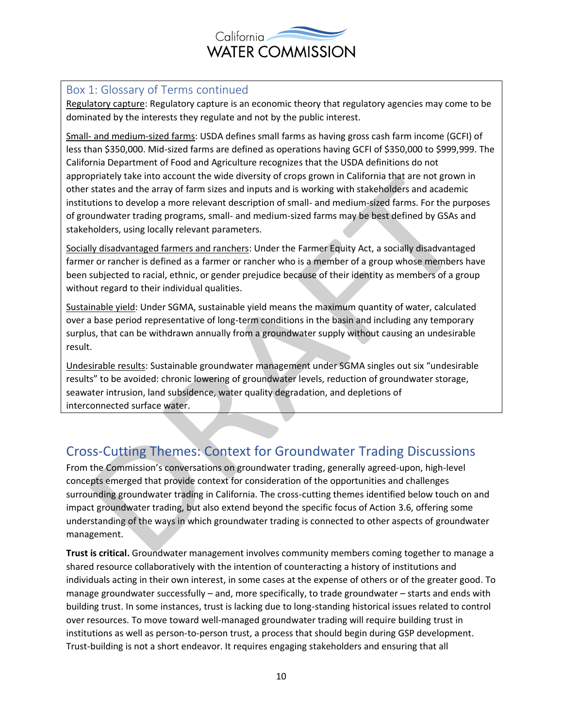### Box 1: Glossary of Terms continued

Regulatory capture: Regulatory capture is an economic theory that regulatory agencies may come to be dominated by the interests they regulate and not by the public interest.

Small- and medium-sized farms: USDA defines small farms as having gross cash farm income (GCFI) of less than $350,000. Mid-sized farms are defined as operations having GCFI of $350,000 to $999,999. The California Department of Food and Agriculture recognizes that the USDA definitions do not appropriately take into account the wide diversity of crops grown in California that are not grown in other states and the array of farm sizes and inputs and is working with stakeholders and academic institutions to develop a more relevant description of small- and medium-sized farms. For the purposes of groundwater trading programs, small- and medium-sized farms may be best defined by GSAs and stakeholders, using locally relevant parameters.

Socially disadvantaged farmers and ranchers: Under the Farmer Equity Act, a socially disadvantaged farmer or rancher is defined as a farmer or rancher who is a member of a group whose members have been subjected to racial, ethnic, or gender prejudice because of their identity as members of a group without regard to their individual qualities.

Sustainable yield: Under SGMA, sustainable yield means the maximum quantity of water, calculated over a base period representative of long-term conditions in the basin and including any temporary surplus, that can be withdrawn annually from a groundwater supply without causing an undesirable result.

Undesirable results: Sustainable groundwater management under SGMA singles out six "undesirable results" to be avoided: chronic lowering of groundwater levels, reduction of groundwater storage, seawater intrusion, land subsidence, water quality degradation, and depletions of interconnected surface water.

## Cross-Cutting Themes: Context for Groundwater Trading Discussions

From the Commission's conversations on groundwater trading, generally agreed-upon, high-level concepts emerged that provide context for consideration of the opportunities and challenges surrounding groundwater trading in California. The cross-cutting themes identified below touch on and impact groundwater trading, but also extend beyond the specific focus of Action 3.6, offering some understanding of the ways in which groundwater trading is connected to other aspects of groundwater management.

**Trust is critical.** Groundwater management involves community members coming together to manage a shared resource collaboratively with the intention of counteracting a history of institutions and individuals acting in their own interest, in some cases at the expense of others or of the greater good. To manage groundwater successfully – and, more specifically, to trade groundwater – starts and ends with building trust. In some instances, trust is lacking due to long-standing historical issues related to control over resources. To move toward well-managed groundwater trading will require building trust in institutions as well as person-to-person trust, a process that should begin during GSP development. Trust-building is not a short endeavor. It requires engaging stakeholders and ensuring that all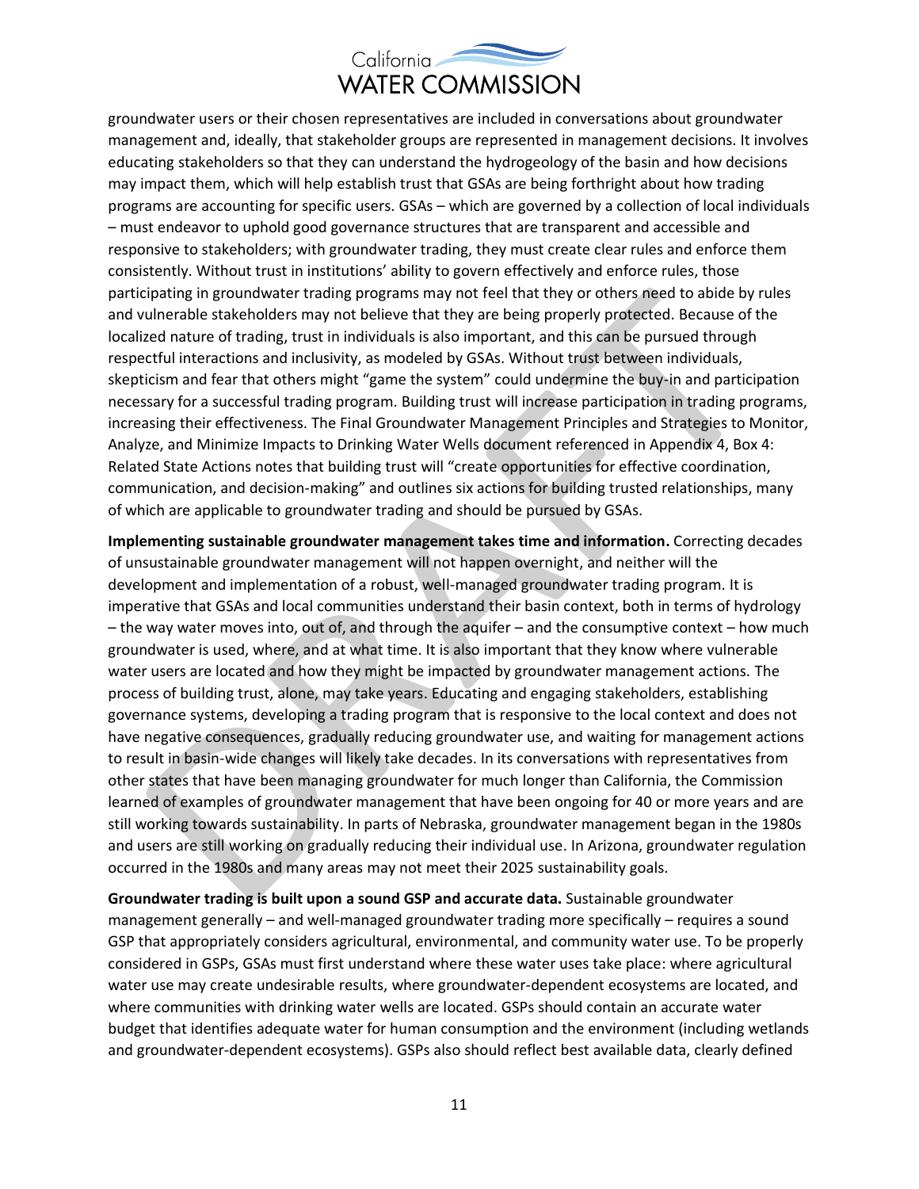groundwater users or their chosen representatives are included in conversations about groundwater management and, ideally, that stakeholder groups are represented in management decisions. It involves educating stakeholders so that they can understand the hydrogeology of the basin and how decisions may impact them, which will help establish trust that GSAs are being forthright about how trading programs are accounting for specific users. GSAs – which are governed by a collection of local individuals – must endeavor to uphold good governance structures that are transparent and accessible and responsive to stakeholders; with groundwater trading, they must create clear rules and enforce them consistently. Without trust in institutions' ability to govern effectively and enforce rules, those participating in groundwater trading programs may not feel that they or others need to abide by rules and vulnerable stakeholders may not believe that they are being properly protected. Because of the localized nature of trading, trust in individuals is also important, and this can be pursued through respectful interactions and inclusivity, as modeled by GSAs. Without trust between individuals, skepticism and fear that others might "game the system" could undermine the buy-in and participation necessary for a successful trading program. Building trust will increase participation in trading programs, increasing their effectiveness. The Final Groundwater Management Principles and Strategies to Monitor, Analyze, and Minimize Impacts to Drinking Water Wells document referenced in Appendix 4, Box 4: Related State Actions notes that building trust will "create opportunities for effective coordination, communication, and decision-making" and outlines six actions for building trusted relationships, many of which are applicable to groundwater trading and should be pursued by GSAs.

**Implementing sustainable groundwater management takes time and information.** Correcting decades of unsustainable groundwater management will not happen overnight, and neither will the development and implementation of a robust, well-managed groundwater trading program. It is imperative that GSAs and local communities understand their basin context, both in terms of hydrology – the way water moves into, out of, and through the aquifer – and the consumptive context – how much groundwater is used, where, and at what time. It is also important that they know where vulnerable water users are located and how they might be impacted by groundwater management actions. The process of building trust, alone, may take years. Educating and engaging stakeholders, establishing governance systems, developing a trading program that is responsive to the local context and does not have negative consequences, gradually reducing groundwater use, and waiting for management actions to result in basin-wide changes will likely take decades. In its conversations with representatives from other states that have been managing groundwater for much longer than California, the Commission learned of examples of groundwater management that have been ongoing for 40 or more years and are still working towards sustainability. In parts of Nebraska, groundwater management began in the 1980s and users are still working on gradually reducing their individual use. In Arizona, groundwater regulation occurred in the 1980s and many areas may not meet their 2025 sustainability goals.

**Groundwater trading is built upon a sound GSP and accurate data.** Sustainable groundwater management generally – and well-managed groundwater trading more specifically – requires a sound GSP that appropriately considers agricultural, environmental, and community water use. To be properly considered in GSPs, GSAs must first understand where these water uses take place: where agricultural water use may create undesirable results, where groundwater-dependent ecosystems are located, and where communities with drinking water wells are located. GSPs should contain an accurate water budget that identifies adequate water for human consumption and the environment (including wetlands and groundwater-dependent ecosystems). GSPs also should reflect best available data, clearly defined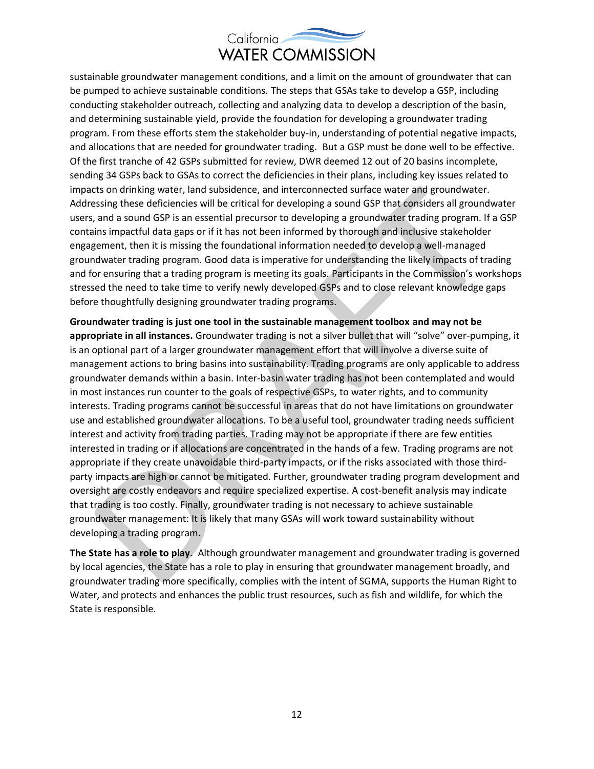sustainable groundwater management conditions, and a limit on the amount of groundwater that can be pumped to achieve sustainable conditions. The steps that GSAs take to develop a GSP, including conducting stakeholder outreach, collecting and analyzing data to develop a description of the basin, and determining sustainable yield, provide the foundation for developing a groundwater trading program. From these efforts stem the stakeholder buy-in, understanding of potential negative impacts, and allocations that are needed for groundwater trading. But a GSP must be done well to be effective. Of the first tranche of 42 GSPs submitted for review, DWR deemed 12 out of 20 basins incomplete, sending 34 GSPs back to GSAs to correct the deficiencies in their plans, including key issues related to impacts on drinking water, land subsidence, and interconnected surface water and groundwater. Addressing these deficiencies will be critical for developing a sound GSP that considers all groundwater users, and a sound GSP is an essential precursor to developing a groundwater trading program. If a GSP contains impactful data gaps or if it has not been informed by thorough and inclusive stakeholder engagement, then it is missing the foundational information needed to develop a well-managed groundwater trading program. Good data is imperative for understanding the likely impacts of trading and for ensuring that a trading program is meeting its goals. Participants in the Commission's workshops stressed the need to take time to verify newly developed GSPs and to close relevant knowledge gaps before thoughtfully designing groundwater trading programs.

**Groundwater trading is just one tool in the sustainable management toolbox and may not be appropriate in all instances.** Groundwater trading is not a silver bullet that will "solve" over-pumping, it is an optional part of a larger groundwater management effort that will involve a diverse suite of management actions to bring basins into sustainability. Trading programs are only applicable to address groundwater demands within a basin. Inter-basin water trading has not been contemplated and would in most instances run counter to the goals of respective GSPs, to water rights, and to community interests. Trading programs cannot be successful in areas that do not have limitations on groundwater use and established groundwater allocations. To be a useful tool, groundwater trading needs sufficient interest and activity from trading parties. Trading may not be appropriate if there are few entities interested in trading or if allocations are concentrated in the hands of a few. Trading programs are not appropriate if they create unavoidable third-party impacts, or if the risks associated with those third-party impacts are high or cannot be mitigated. Further, groundwater trading program development and oversight are costly endeavors and require specialized expertise. A cost-benefit analysis may indicate that trading is too costly. Finally, groundwater trading is not necessary to achieve sustainable groundwater management: It is likely that many GSAs will work toward sustainability without developing a trading program.

**The State has a role to play.** Although groundwater management and groundwater trading is governed by local agencies, the State has a role to play in ensuring that groundwater management broadly, and groundwater trading more specifically, complies with the intent of SGMA, supports the Human Right to Water, and protects and enhances the public trust resources, such as fish and wildlife, for which the State is responsible.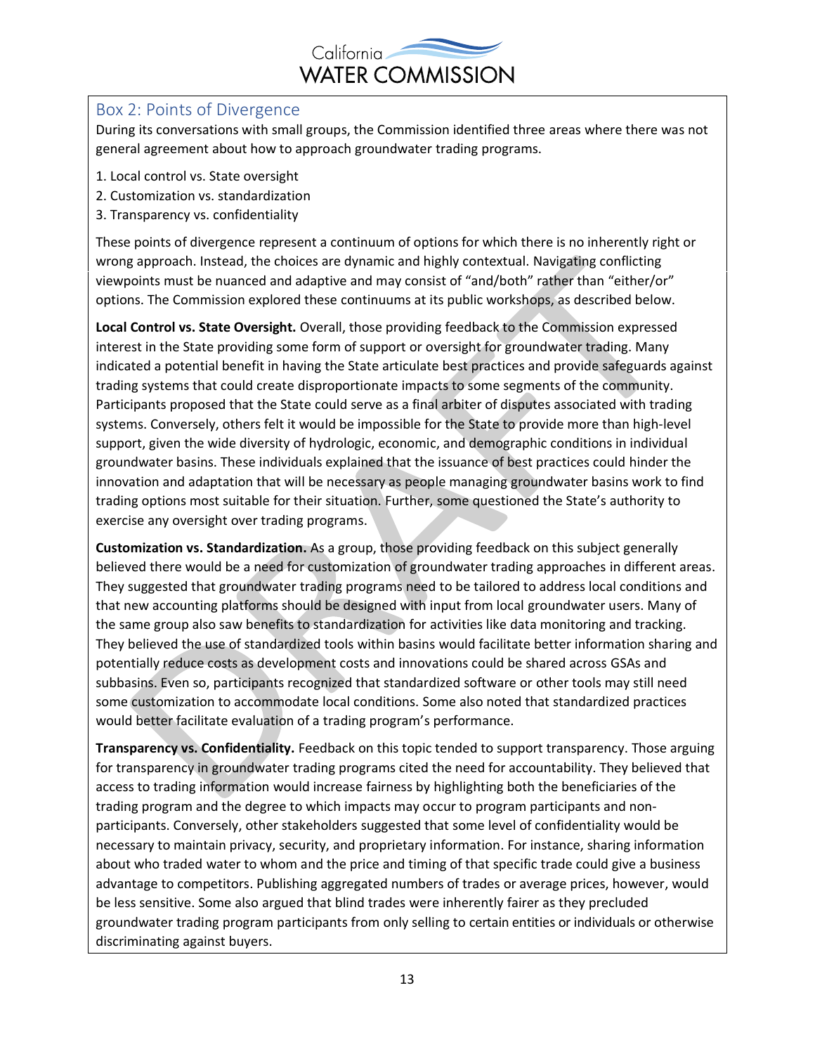## Box 2: Points of Divergence

During its conversations with small groups, the Commission identified three areas where there was not general agreement about how to approach groundwater trading programs.

1. Local control vs. State oversight
2. Customization vs. standardization
3. Transparency vs. confidentiality

These points of divergence represent a continuum of options for which there is no inherently right or wrong approach. Instead, the choices are dynamic and highly contextual. Navigating conflicting viewpoints must be nuanced and adaptive and may consist of "and/both" rather than "either/or" options. The Commission explored these continuums at its public workshops, as described below.

**Local Control vs. State Oversight.** Overall, those providing feedback to the Commission expressed interest in the State providing some form of support or oversight for groundwater trading. Many indicated a potential benefit in having the State articulate best practices and provide safeguards against trading systems that could create disproportionate impacts to some segments of the community. Participants proposed that the State could serve as a final arbiter of disputes associated with trading systems. Conversely, others felt it would be impossible for the State to provide more than high-level support, given the wide diversity of hydrologic, economic, and demographic conditions in individual groundwater basins. These individuals explained that the issuance of best practices could hinder the innovation and adaptation that will be necessary as people managing groundwater basins work to find trading options most suitable for their situation. Further, some questioned the State's authority to exercise any oversight over trading programs.

**Customization vs. Standardization.** As a group, those providing feedback on this subject generally believed there would be a need for customization of groundwater trading approaches in different areas. They suggested that groundwater trading programs need to be tailored to address local conditions and that new accounting platforms should be designed with input from local groundwater users. Many of the same group also saw benefits to standardization for activities like data monitoring and tracking. They believed the use of standardized tools within basins would facilitate better information sharing and potentially reduce costs as development costs and innovations could be shared across GSAs and subbasins. Even so, participants recognized that standardized software or other tools may still need some customization to accommodate local conditions. Some also noted that standardized practices would better facilitate evaluation of a trading program's performance.

**Transparency vs. Confidentiality.** Feedback on this topic tended to support transparency. Those arguing for transparency in groundwater trading programs cited the need for accountability. They believed that access to trading information would increase fairness by highlighting both the beneficiaries of the trading program and the degree to which impacts may occur to program participants and non-participants. Conversely, other stakeholders suggested that some level of confidentiality would be necessary to maintain privacy, security, and proprietary information. For instance, sharing information about who traded water to whom and the price and timing of that specific trade could give a business advantage to competitors. Publishing aggregated numbers of trades or average prices, however, would be less sensitive. Some also argued that blind trades were inherently fairer as they precluded groundwater trading program participants from only selling to certain entities or individuals or otherwise discriminating against buyers.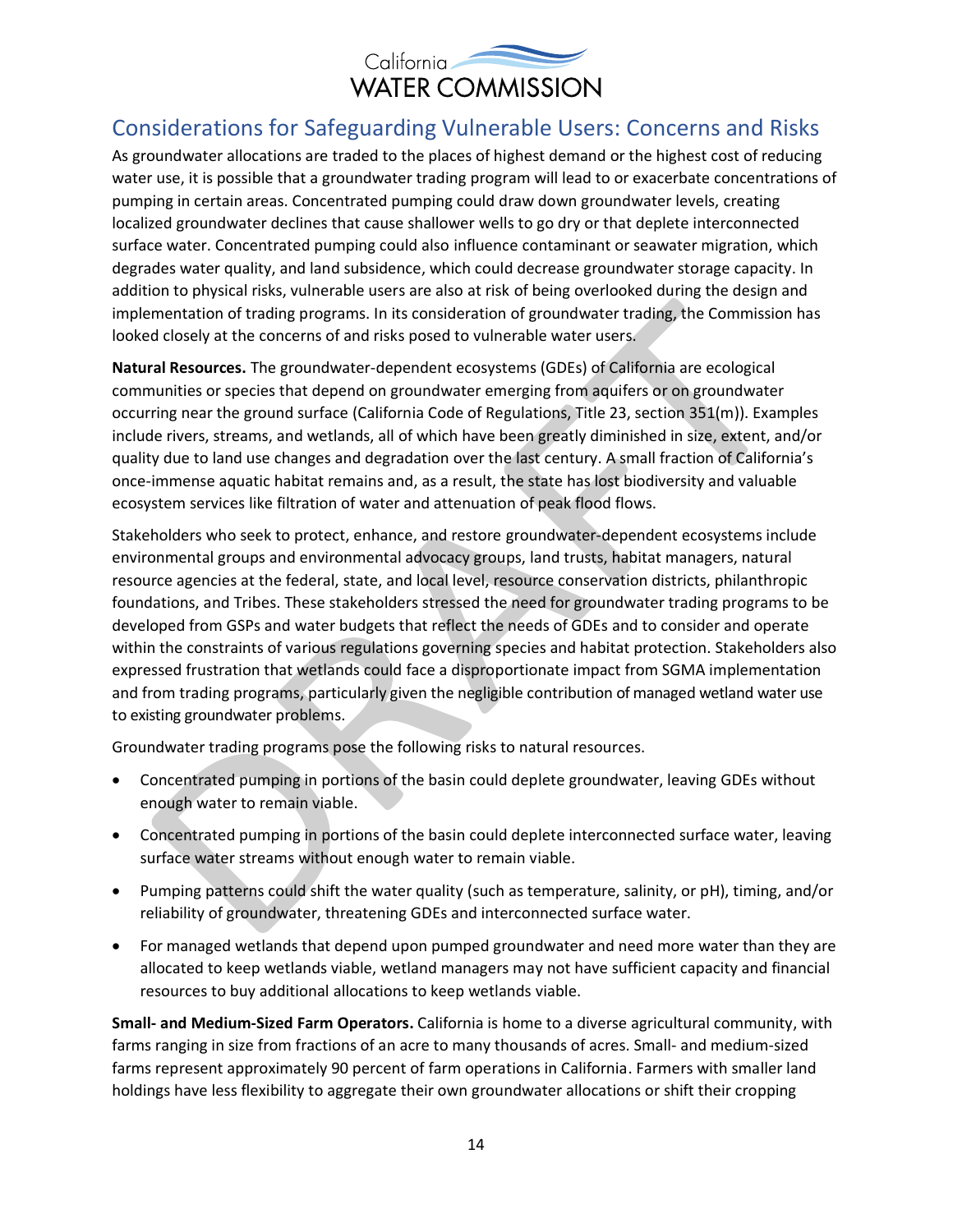## Considerations for Safeguarding Vulnerable Users: Concerns and Risks

As groundwater allocations are traded to the places of highest demand or the highest cost of reducing water use, it is possible that a groundwater trading program will lead to or exacerbate concentrations of pumping in certain areas. Concentrated pumping could draw down groundwater levels, creating localized groundwater declines that cause shallower wells to go dry or that deplete interconnected surface water. Concentrated pumping could also influence contaminant or seawater migration, which degrades water quality, and land subsidence, which could decrease groundwater storage capacity. In addition to physical risks, vulnerable users are also at risk of being overlooked during the design and implementation of trading programs. In its consideration of groundwater trading, the Commission has looked closely at the concerns of and risks posed to vulnerable water users.

**Natural Resources.** The groundwater-dependent ecosystems (GDEs) of California are ecological communities or species that depend on groundwater emerging from aquifers or on groundwater occurring near the ground surface (California Code of Regulations, Title 23, section 351(m)). Examples include rivers, streams, and wetlands, all of which have been greatly diminished in size, extent, and/or quality due to land use changes and degradation over the last century. A small fraction of California's once-immense aquatic habitat remains and, as a result, the state has lost biodiversity and valuable ecosystem services like filtration of water and attenuation of peak flood flows.

Stakeholders who seek to protect, enhance, and restore groundwater-dependent ecosystems include environmental groups and environmental advocacy groups, land trusts, habitat managers, natural resource agencies at the federal, state, and local level, resource conservation districts, philanthropic foundations, and Tribes. These stakeholders stressed the need for groundwater trading programs to be developed from GSPs and water budgets that reflect the needs of GDEs and to consider and operate within the constraints of various regulations governing species and habitat protection. Stakeholders also expressed frustration that wetlands could face a disproportionate impact from SGMA implementation and from trading programs, particularly given the negligible contribution of managed wetland water use to existing groundwater problems.

Groundwater trading programs pose the following risks to natural resources.

- Concentrated pumping in portions of the basin could deplete groundwater, leaving GDEs without enough water to remain viable.
- Concentrated pumping in portions of the basin could deplete interconnected surface water, leaving surface water streams without enough water to remain viable.
- Pumping patterns could shift the water quality (such as temperature, salinity, or pH), timing, and/or reliability of groundwater, threatening GDEs and interconnected surface water.
- For managed wetlands that depend upon pumped groundwater and need more water than they are allocated to keep wetlands viable, wetland managers may not have sufficient capacity and financial resources to buy additional allocations to keep wetlands viable.

**Small- and Medium-Sized Farm Operators.** California is home to a diverse agricultural community, with farms ranging in size from fractions of an acre to many thousands of acres. Small- and medium-sized farms represent approximately 90 percent of farm operations in California. Farmers with smaller land holdings have less flexibility to aggregate their own groundwater allocations or shift their cropping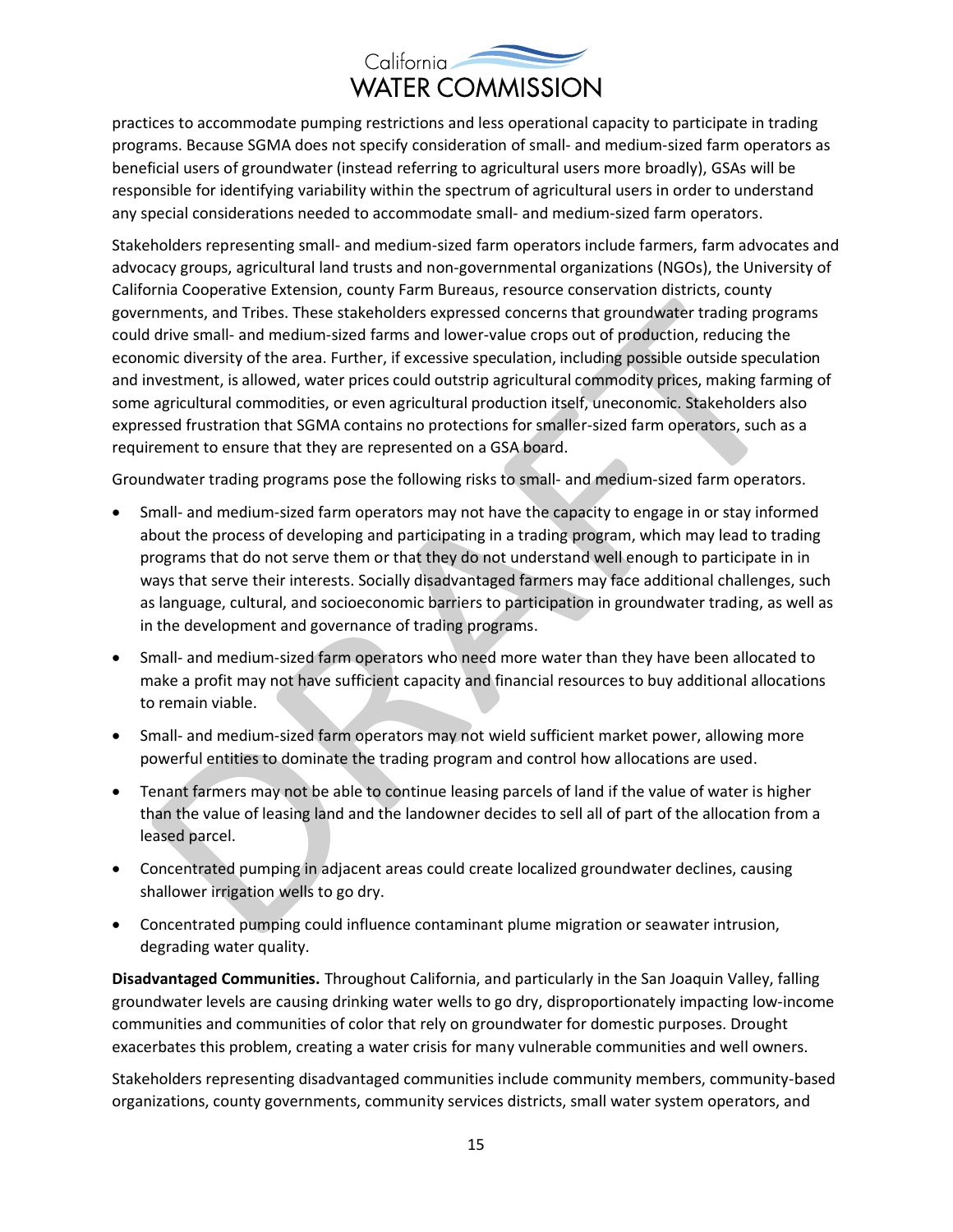practices to accommodate pumping restrictions and less operational capacity to participate in trading programs. Because SGMA does not specify consideration of small- and medium-sized farm operators as beneficial users of groundwater (instead referring to agricultural users more broadly), GSAs will be responsible for identifying variability within the spectrum of agricultural users in order to understand any special considerations needed to accommodate small- and medium-sized farm operators.

Stakeholders representing small- and medium-sized farm operators include farmers, farm advocates and advocacy groups, agricultural land trusts and non-governmental organizations (NGOs), the University of California Cooperative Extension, county Farm Bureaus, resource conservation districts, county governments, and Tribes. These stakeholders expressed concerns that groundwater trading programs could drive small- and medium-sized farms and lower-value crops out of production, reducing the economic diversity of the area. Further, if excessive speculation, including possible outside speculation and investment, is allowed, water prices could outstrip agricultural commodity prices, making farming of some agricultural commodities, or even agricultural production itself, uneconomic. Stakeholders also expressed frustration that SGMA contains no protections for smaller-sized farm operators, such as a requirement to ensure that they are represented on a GSA board.

Groundwater trading programs pose the following risks to small- and medium-sized farm operators.

- Small- and medium-sized farm operators may not have the capacity to engage in or stay informed about the process of developing and participating in a trading program, which may lead to trading programs that do not serve them or that they do not understand well enough to participate in in ways that serve their interests. Socially disadvantaged farmers may face additional challenges, such as language, cultural, and socioeconomic barriers to participation in groundwater trading, as well as in the development and governance of trading programs.
- Small- and medium-sized farm operators who need more water than they have been allocated to make a profit may not have sufficient capacity and financial resources to buy additional allocations to remain viable.
- Small- and medium-sized farm operators may not wield sufficient market power, allowing more powerful entities to dominate the trading program and control how allocations are used.
- Tenant farmers may not be able to continue leasing parcels of land if the value of water is higher than the value of leasing land and the landowner decides to sell all of part of the allocation from a leased parcel.
- Concentrated pumping in adjacent areas could create localized groundwater declines, causing shallower irrigation wells to go dry.
- Concentrated pumping could influence contaminant plume migration or seawater intrusion, degrading water quality.

**Disadvantaged Communities.** Throughout California, and particularly in the San Joaquin Valley, falling groundwater levels are causing drinking water wells to go dry, disproportionately impacting low-income communities and communities of color that rely on groundwater for domestic purposes. Drought exacerbates this problem, creating a water crisis for many vulnerable communities and well owners.

Stakeholders representing disadvantaged communities include community members, community-based organizations, county governments, community services districts, small water system operators, and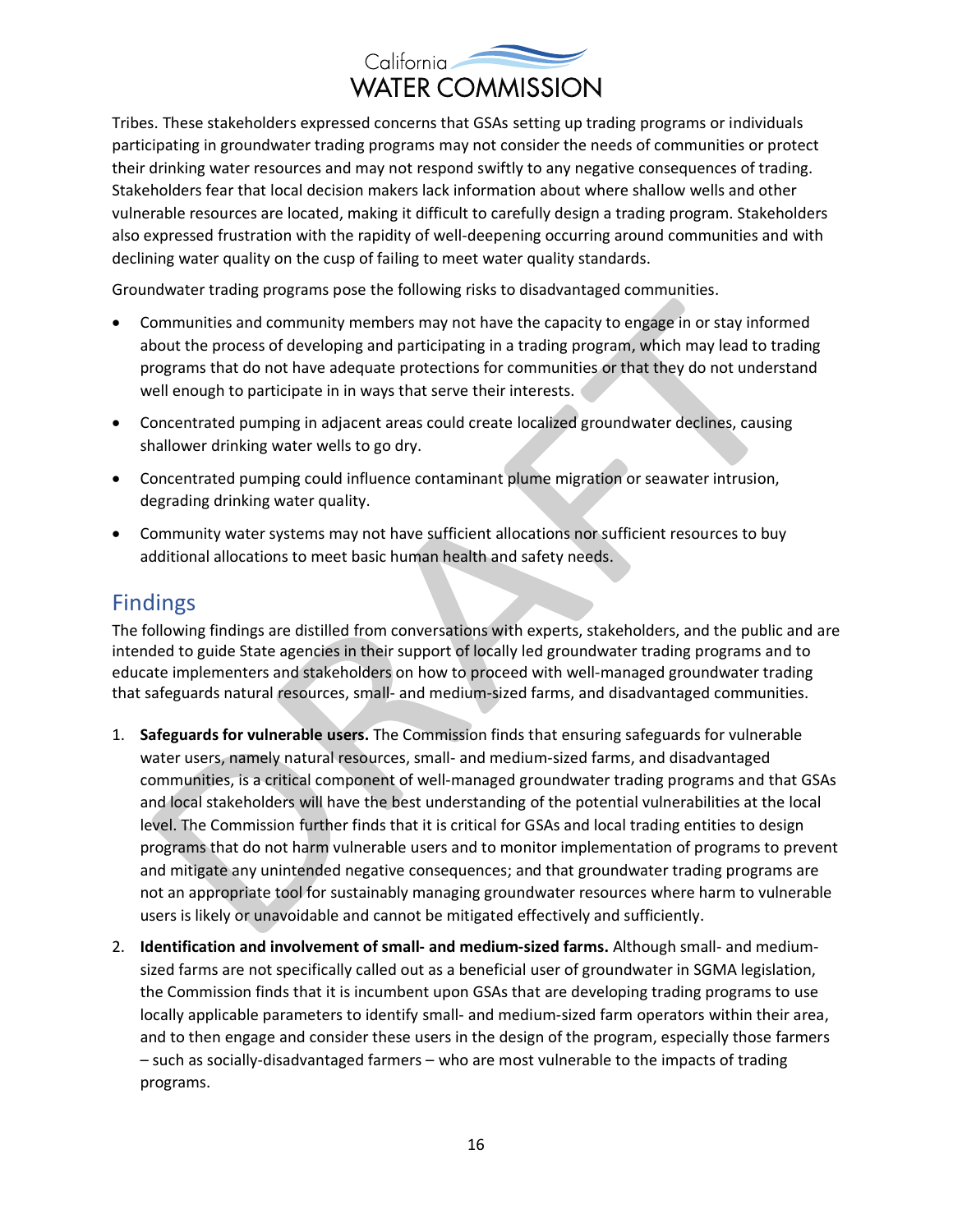Tribes. These stakeholders expressed concerns that GSAs setting up trading programs or individuals participating in groundwater trading programs may not consider the needs of communities or protect their drinking water resources and may not respond swiftly to any negative consequences of trading. Stakeholders fear that local decision makers lack information about where shallow wells and other vulnerable resources are located, making it difficult to carefully design a trading program. Stakeholders also expressed frustration with the rapidity of well-deepening occurring around communities and with declining water quality on the cusp of failing to meet water quality standards.

Groundwater trading programs pose the following risks to disadvantaged communities.

- Communities and community members may not have the capacity to engage in or stay informed about the process of developing and participating in a trading program, which may lead to trading programs that do not have adequate protections for communities or that they do not understand well enough to participate in in ways that serve their interests.
- Concentrated pumping in adjacent areas could create localized groundwater declines, causing shallower drinking water wells to go dry.
- Concentrated pumping could influence contaminant plume migration or seawater intrusion, degrading drinking water quality.
- Community water systems may not have sufficient allocations nor sufficient resources to buy additional allocations to meet basic human health and safety needs.

## Findings

The following findings are distilled from conversations with experts, stakeholders, and the public and are intended to guide State agencies in their support of locally led groundwater trading programs and to educate implementers and stakeholders on how to proceed with well-managed groundwater trading that safeguards natural resources, small- and medium-sized farms, and disadvantaged communities.

1. **Safeguards for vulnerable users.** The Commission finds that ensuring safeguards for vulnerable water users, namely natural resources, small- and medium-sized farms, and disadvantaged communities, is a critical component of well-managed groundwater trading programs and that GSAs and local stakeholders will have the best understanding of the potential vulnerabilities at the local level. The Commission further finds that it is critical for GSAs and local trading entities to design programs that do not harm vulnerable users and to monitor implementation of programs to prevent and mitigate any unintended negative consequences; and that groundwater trading programs are not an appropriate tool for sustainably managing groundwater resources where harm to vulnerable users is likely or unavoidable and cannot be mitigated effectively and sufficiently.
2. **Identification and involvement of small- and medium-sized farms.** Although small- and medium-sized farms are not specifically called out as a beneficial user of groundwater in SGMA legislation, the Commission finds that it is incumbent upon GSAs that are developing trading programs to use locally applicable parameters to identify small- and medium-sized farm operators within their area, and to then engage and consider these users in the design of the program, especially those farmers – such as socially-disadvantaged farmers – who are most vulnerable to the impacts of trading programs.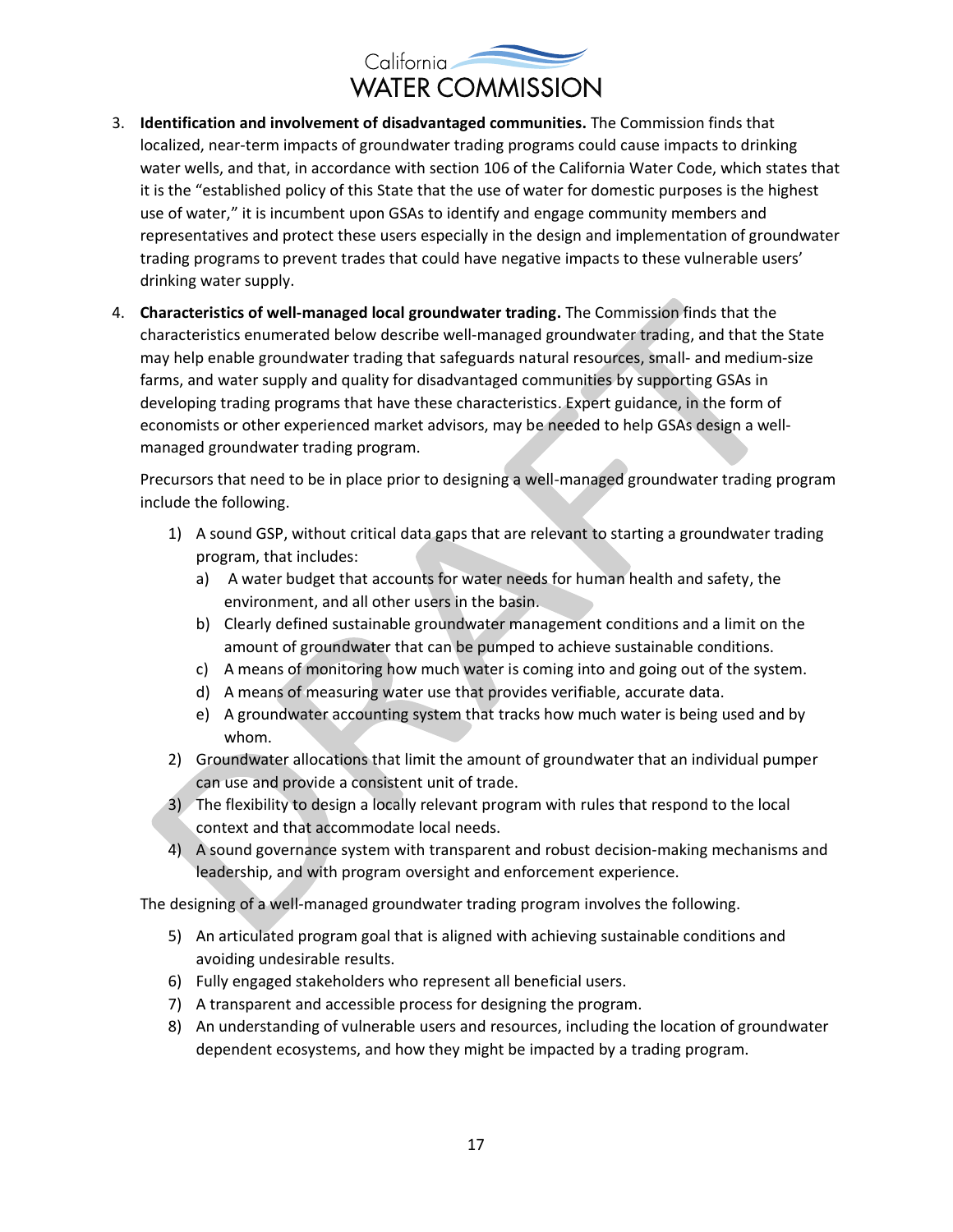3. **Identification and involvement of disadvantaged communities.** The Commission finds that localized, near-term impacts of groundwater trading programs could cause impacts to drinking water wells, and that, in accordance with section 106 of the California Water Code, which states that it is the "established policy of this State that the use of water for domestic purposes is the highest use of water," it is incumbent upon GSAs to identify and engage community members and representatives and protect these users especially in the design and implementation of groundwater trading programs to prevent trades that could have negative impacts to these vulnerable users' drinking water supply.

4. **Characteristics of well-managed local groundwater trading.** The Commission finds that the characteristics enumerated below describe well-managed groundwater trading, and that the State may help enable groundwater trading that safeguards natural resources, small- and medium-size farms, and water supply and quality for disadvantaged communities by supporting GSAs in developing trading programs that have these characteristics. Expert guidance, in the form of economists or other experienced market advisors, may be needed to help GSAs design a well-managed groundwater trading program.

   Precursors that need to be in place prior to designing a well-managed groundwater trading program include the following.

   1) A sound GSP, without critical data gaps that are relevant to starting a groundwater trading program, that includes:
      a) A water budget that accounts for water needs for human health and safety, the environment, and all other users in the basin.
      b) Clearly defined sustainable groundwater management conditions and a limit on the amount of groundwater that can be pumped to achieve sustainable conditions.
      c) A means of monitoring how much water is coming into and going out of the system.
      d) A means of measuring water use that provides verifiable, accurate data.
      e) A groundwater accounting system that tracks how much water is being used and by whom.
   2) Groundwater allocations that limit the amount of groundwater that an individual pumper can use and provide a consistent unit of trade.
   3) The flexibility to design a locally relevant program with rules that respond to the local context and that accommodate local needs.
   4) A sound governance system with transparent and robust decision-making mechanisms and leadership, and with program oversight and enforcement experience.

   The designing of a well-managed groundwater trading program involves the following.

   5) An articulated program goal that is aligned with achieving sustainable conditions and avoiding undesirable results.
   6) Fully engaged stakeholders who represent all beneficial users.
   7) A transparent and accessible process for designing the program.
   8) An understanding of vulnerable users and resources, including the location of groundwater dependent ecosystems, and how they might be impacted by a trading program.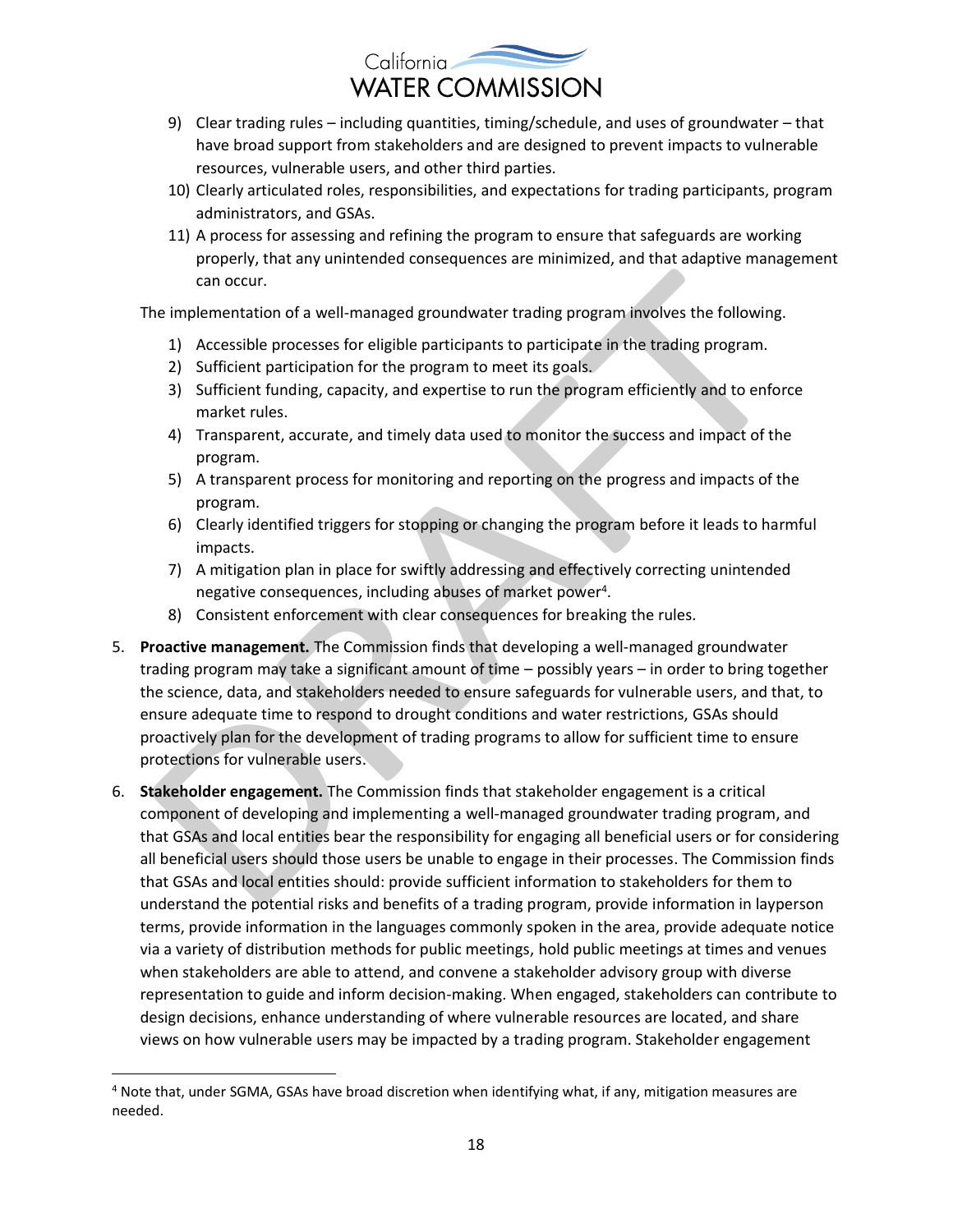9) Clear trading rules – including quantities, timing/schedule, and uses of groundwater – that have broad support from stakeholders and are designed to prevent impacts to vulnerable resources, vulnerable users, and other third parties.
10) Clearly articulated roles, responsibilities, and expectations for trading participants, program administrators, and GSAs.
11) A process for assessing and refining the program to ensure that safeguards are working properly, that any unintended consequences are minimized, and that adaptive management can occur.

The implementation of a well-managed groundwater trading program involves the following.

1) Accessible processes for eligible participants to participate in the trading program.
2) Sufficient participation for the program to meet its goals.
3) Sufficient funding, capacity, and expertise to run the program efficiently and to enforce market rules.
4) Transparent, accurate, and timely data used to monitor the success and impact of the program.
5) A transparent process for monitoring and reporting on the progress and impacts of the program.
6) Clearly identified triggers for stopping or changing the program before it leads to harmful impacts.
7) A mitigation plan in place for swiftly addressing and effectively correcting unintended negative consequences, including abuses of market power[4].
8) Consistent enforcement with clear consequences for breaking the rules.

5. **Proactive management.** The Commission finds that developing a well-managed groundwater trading program may take a significant amount of time – possibly years – in order to bring together the science, data, and stakeholders needed to ensure safeguards for vulnerable users, and that, to ensure adequate time to respond to drought conditions and water restrictions, GSAs should proactively plan for the development of trading programs to allow for sufficient time to ensure protections for vulnerable users.

6. **Stakeholder engagement.** The Commission finds that stakeholder engagement is a critical component of developing and implementing a well-managed groundwater trading program, and that GSAs and local entities bear the responsibility for engaging all beneficial users or for considering all beneficial users should those users be unable to engage in their processes. The Commission finds that GSAs and local entities should: provide sufficient information to stakeholders for them to understand the potential risks and benefits of a trading program, provide information in layperson terms, provide information in the languages commonly spoken in the area, provide adequate notice via a variety of distribution methods for public meetings, hold public meetings at times and venues when stakeholders are able to attend, and convene a stakeholder advisory group with diverse representation to guide and inform decision-making. When engaged, stakeholders can contribute to design decisions, enhance understanding of where vulnerable resources are located, and share views on how vulnerable users may be impacted by a trading program. Stakeholder engagement

[4] Note that, under SGMA, GSAs have broad discretion when identifying what, if any, mitigation measures are needed.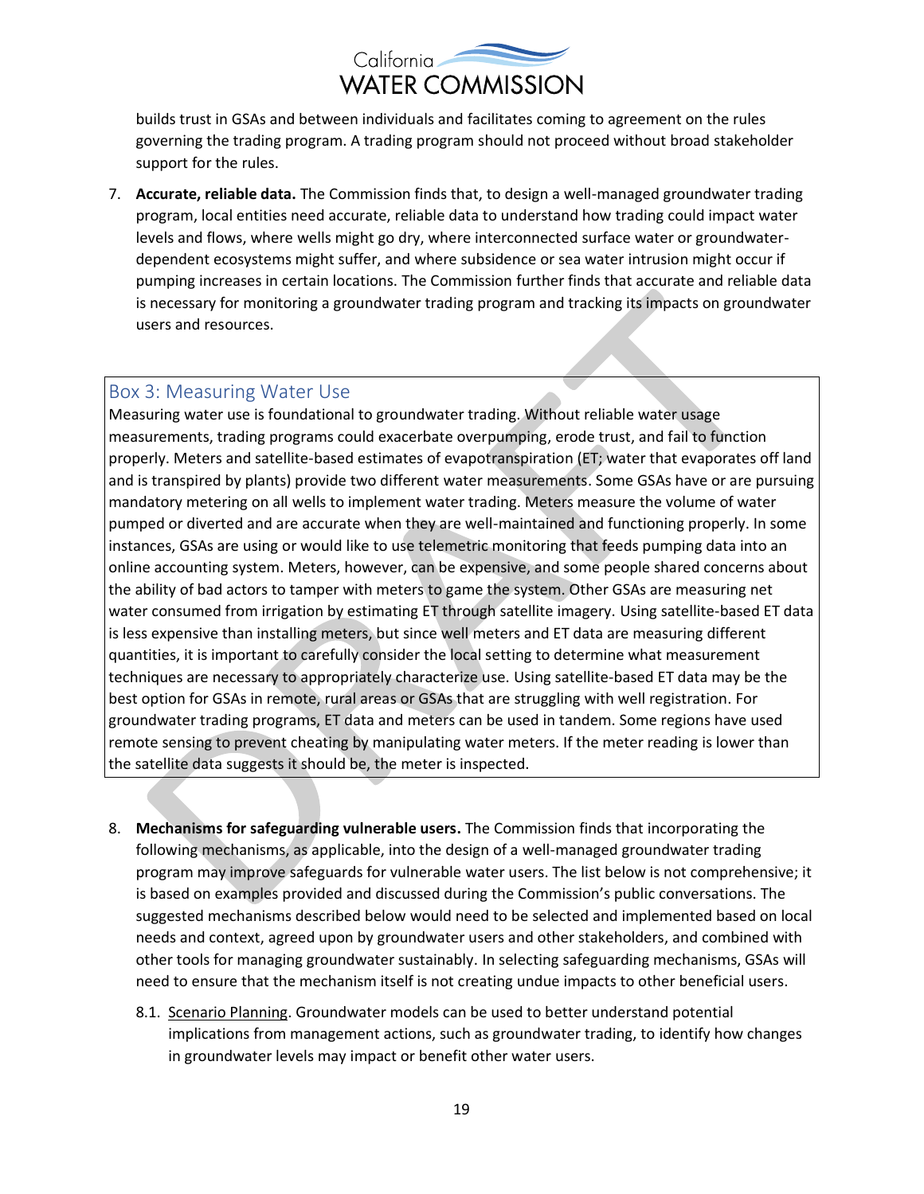builds trust in GSAs and between individuals and facilitates coming to agreement on the rules governing the trading program. A trading program should not proceed without broad stakeholder support for the rules.

7. **Accurate, reliable data.** The Commission finds that, to design a well-managed groundwater trading program, local entities need accurate, reliable data to understand how trading could impact water levels and flows, where wells might go dry, where interconnected surface water or groundwater-dependent ecosystems might suffer, and where subsidence or sea water intrusion might occur if pumping increases in certain locations. The Commission further finds that accurate and reliable data is necessary for monitoring a groundwater trading program and tracking its impacts on groundwater users and resources.

### Box 3: Measuring Water Use

Measuring water use is foundational to groundwater trading. Without reliable water usage measurements, trading programs could exacerbate overpumping, erode trust, and fail to function properly. Meters and satellite-based estimates of evapotranspiration (ET; water that evaporates off land and is transpired by plants) provide two different water measurements. Some GSAs have or are pursuing mandatory metering on all wells to implement water trading. Meters measure the volume of water pumped or diverted and are accurate when they are well-maintained and functioning properly. In some instances, GSAs are using or would like to use telemetric monitoring that feeds pumping data into an online accounting system. Meters, however, can be expensive, and some people shared concerns about the ability of bad actors to tamper with meters to game the system. Other GSAs are measuring net water consumed from irrigation by estimating ET through satellite imagery. Using satellite-based ET data is less expensive than installing meters, but since well meters and ET data are measuring different quantities, it is important to carefully consider the local setting to determine what measurement techniques are necessary to appropriately characterize use. Using satellite-based ET data may be the best option for GSAs in remote, rural areas or GSAs that are struggling with well registration. For groundwater trading programs, ET data and meters can be used in tandem. Some regions have used remote sensing to prevent cheating by manipulating water meters. If the meter reading is lower than the satellite data suggests it should be, the meter is inspected.

8. **Mechanisms for safeguarding vulnerable users.** The Commission finds that incorporating the following mechanisms, as applicable, into the design of a well-managed groundwater trading program may improve safeguards for vulnerable water users. The list below is not comprehensive; it is based on examples provided and discussed during the Commission's public conversations. The suggested mechanisms described below would need to be selected and implemented based on local needs and context, agreed upon by groundwater users and other stakeholders, and combined with other tools for managing groundwater sustainably. In selecting safeguarding mechanisms, GSAs will need to ensure that the mechanism itself is not creating undue impacts to other beneficial users.

   8.1. Scenario Planning. Groundwater models can be used to better understand potential implications from management actions, such as groundwater trading, to identify how changes in groundwater levels may impact or benefit other water users.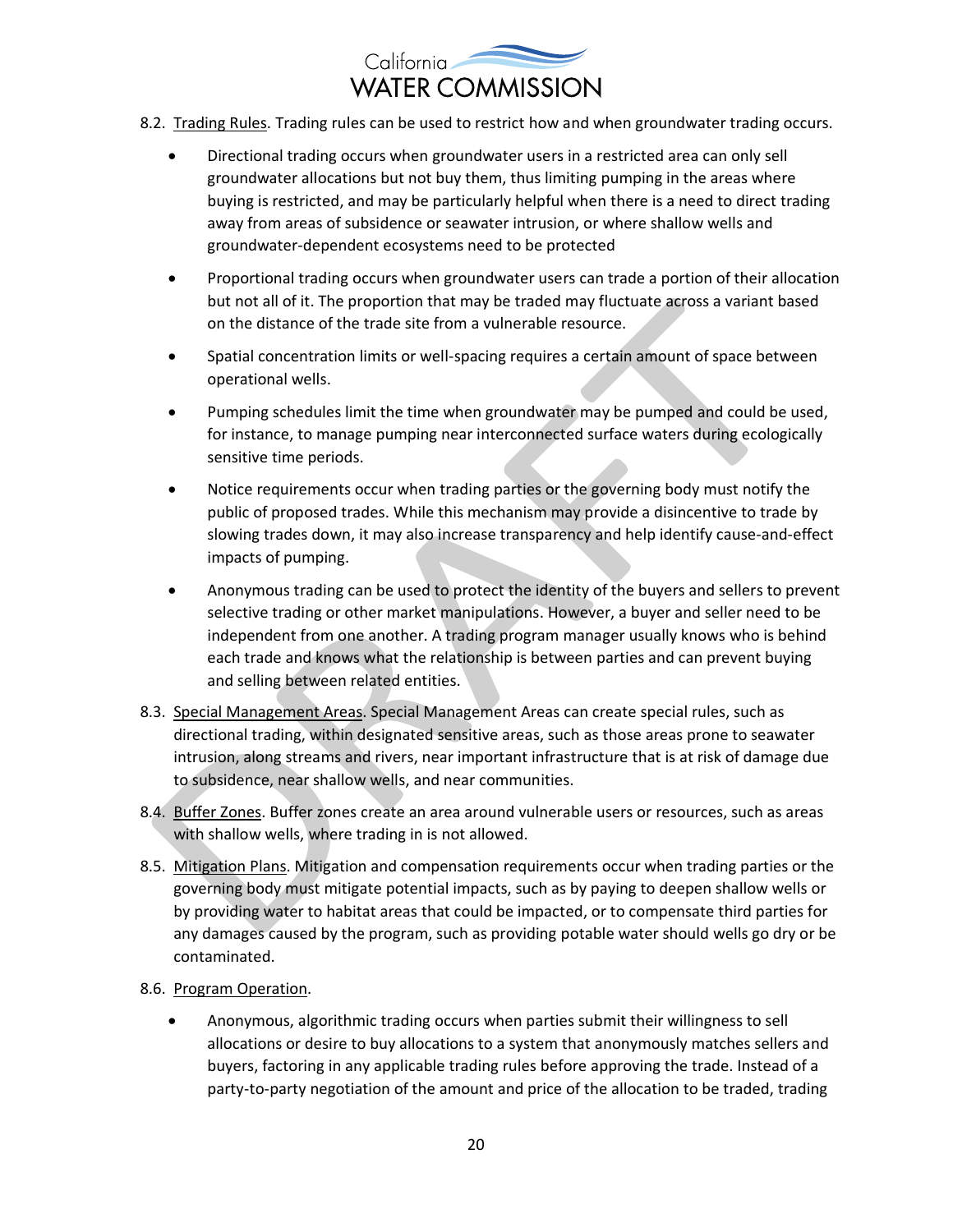8.2. <u>Trading Rules</u>. Trading rules can be used to restrict how and when groundwater trading occurs.

- Directional trading occurs when groundwater users in a restricted area can only sell groundwater allocations but not buy them, thus limiting pumping in the areas where buying is restricted, and may be particularly helpful when there is a need to direct trading away from areas of subsidence or seawater intrusion, or where shallow wells and groundwater-dependent ecosystems need to be protected
- Proportional trading occurs when groundwater users can trade a portion of their allocation but not all of it. The proportion that may be traded may fluctuate across a variant based on the distance of the trade site from a vulnerable resource.
- Spatial concentration limits or well-spacing requires a certain amount of space between operational wells.
- Pumping schedules limit the time when groundwater may be pumped and could be used, for instance, to manage pumping near interconnected surface waters during ecologically sensitive time periods.
- Notice requirements occur when trading parties or the governing body must notify the public of proposed trades. While this mechanism may provide a disincentive to trade by slowing trades down, it may also increase transparency and help identify cause-and-effect impacts of pumping.
- Anonymous trading can be used to protect the identity of the buyers and sellers to prevent selective trading or other market manipulations. However, a buyer and seller need to be independent from one another. A trading program manager usually knows who is behind each trade and knows what the relationship is between parties and can prevent buying and selling between related entities.

8.3. <u>Special Management Areas</u>. Special Management Areas can create special rules, such as directional trading, within designated sensitive areas, such as those areas prone to seawater intrusion, along streams and rivers, near important infrastructure that is at risk of damage due to subsidence, near shallow wells, and near communities.

8.4. <u>Buffer Zones</u>. Buffer zones create an area around vulnerable users or resources, such as areas with shallow wells, where trading in is not allowed.

8.5. <u>Mitigation Plans</u>. Mitigation and compensation requirements occur when trading parties or the governing body must mitigate potential impacts, such as by paying to deepen shallow wells or by providing water to habitat areas that could be impacted, or to compensate third parties for any damages caused by the program, such as providing potable water should wells go dry or be contaminated.

8.6. <u>Program Operation</u>.

- Anonymous, algorithmic trading occurs when parties submit their willingness to sell allocations or desire to buy allocations to a system that anonymously matches sellers and buyers, factoring in any applicable trading rules before approving the trade. Instead of a party-to-party negotiation of the amount and price of the allocation to be traded, trading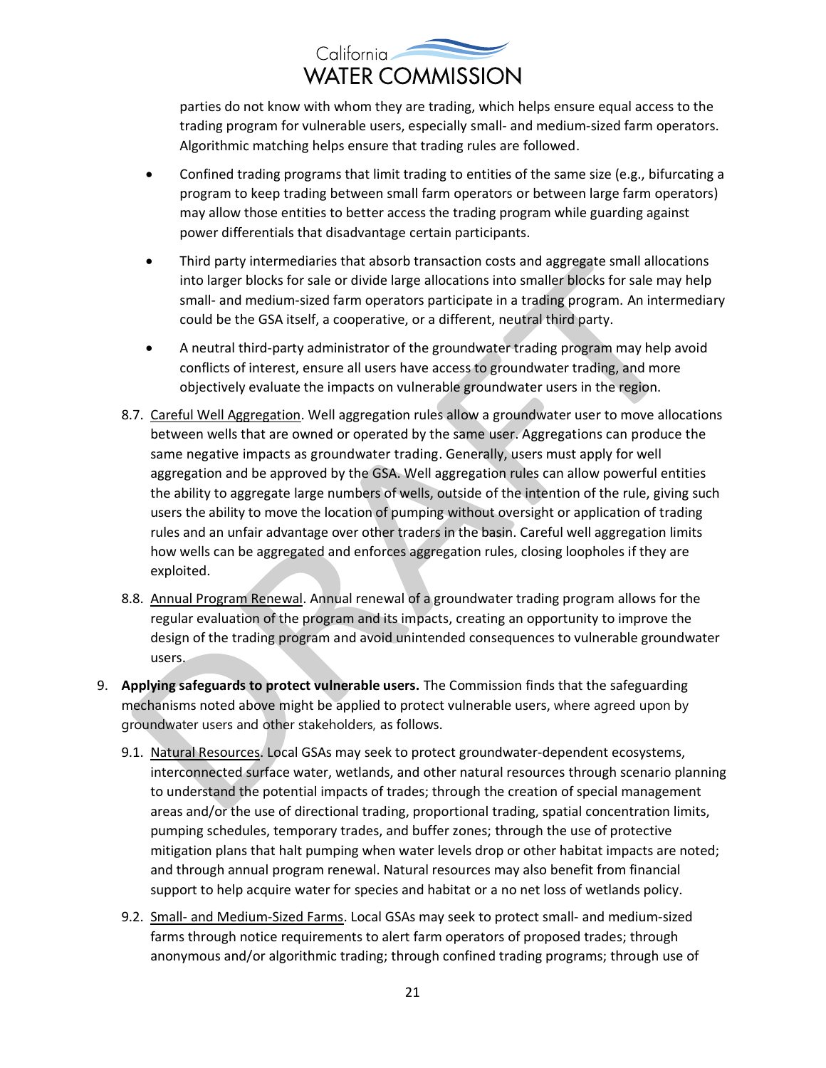parties do not know with whom they are trading, which helps ensure equal access to the trading program for vulnerable users, especially small- and medium-sized farm operators. Algorithmic matching helps ensure that trading rules are followed.

- Confined trading programs that limit trading to entities of the same size (e.g., bifurcating a program to keep trading between small farm operators or between large farm operators) may allow those entities to better access the trading program while guarding against power differentials that disadvantage certain participants.
- Third party intermediaries that absorb transaction costs and aggregate small allocations into larger blocks for sale or divide large allocations into smaller blocks for sale may help small- and medium-sized farm operators participate in a trading program. An intermediary could be the GSA itself, a cooperative, or a different, neutral third party.
- A neutral third-party administrator of the groundwater trading program may help avoid conflicts of interest, ensure all users have access to groundwater trading, and more objectively evaluate the impacts on vulnerable groundwater users in the region.

8.7. Careful Well Aggregation. Well aggregation rules allow a groundwater user to move allocations between wells that are owned or operated by the same user. Aggregations can produce the same negative impacts as groundwater trading. Generally, users must apply for well aggregation and be approved by the GSA. Well aggregation rules can allow powerful entities the ability to aggregate large numbers of wells, outside of the intention of the rule, giving such users the ability to move the location of pumping without oversight or application of trading rules and an unfair advantage over other traders in the basin. Careful well aggregation limits how wells can be aggregated and enforces aggregation rules, closing loopholes if they are exploited.

8.8. Annual Program Renewal. Annual renewal of a groundwater trading program allows for the regular evaluation of the program and its impacts, creating an opportunity to improve the design of the trading program and avoid unintended consequences to vulnerable groundwater users.

9. **Applying safeguards to protect vulnerable users.** The Commission finds that the safeguarding mechanisms noted above might be applied to protect vulnerable users, where agreed upon by groundwater users and other stakeholders, as follows.

9.1. Natural Resources. Local GSAs may seek to protect groundwater-dependent ecosystems, interconnected surface water, wetlands, and other natural resources through scenario planning to understand the potential impacts of trades; through the creation of special management areas and/or the use of directional trading, proportional trading, spatial concentration limits, pumping schedules, temporary trades, and buffer zones; through the use of protective mitigation plans that halt pumping when water levels drop or other habitat impacts are noted; and through annual program renewal. Natural resources may also benefit from financial support to help acquire water for species and habitat or a no net loss of wetlands policy.

9.2. Small- and Medium-Sized Farms. Local GSAs may seek to protect small- and medium-sized farms through notice requirements to alert farm operators of proposed trades; through anonymous and/or algorithmic trading; through confined trading programs; through use of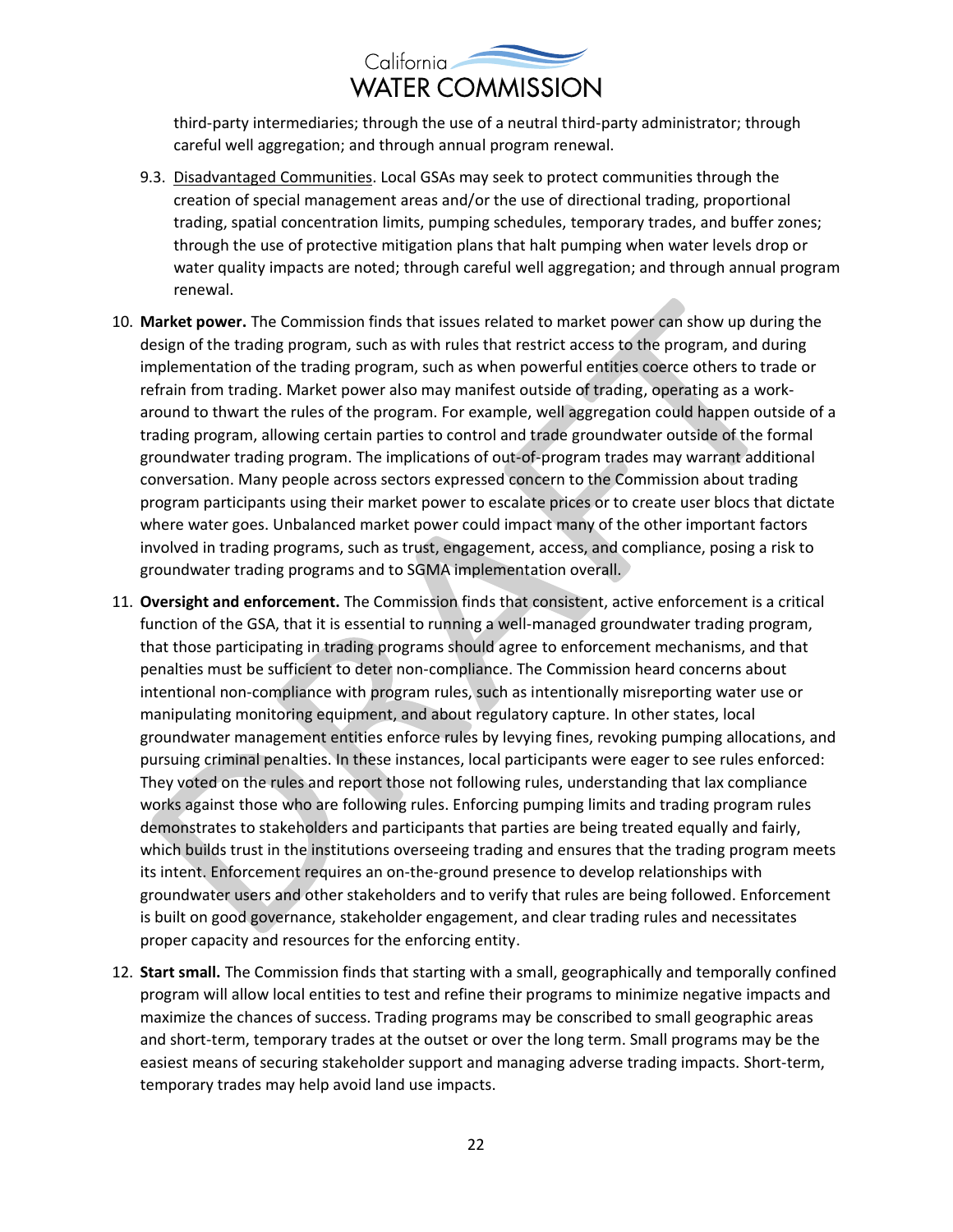third-party intermediaries; through the use of a neutral third-party administrator; through careful well aggregation; and through annual program renewal.

9.3. Disadvantaged Communities. Local GSAs may seek to protect communities through the creation of special management areas and/or the use of directional trading, proportional trading, spatial concentration limits, pumping schedules, temporary trades, and buffer zones; through the use of protective mitigation plans that halt pumping when water levels drop or water quality impacts are noted; through careful well aggregation; and through annual program renewal.

10. **Market power.** The Commission finds that issues related to market power can show up during the design of the trading program, such as with rules that restrict access to the program, and during implementation of the trading program, such as when powerful entities coerce others to trade or refrain from trading. Market power also may manifest outside of trading, operating as a work-around to thwart the rules of the program. For example, well aggregation could happen outside of a trading program, allowing certain parties to control and trade groundwater outside of the formal groundwater trading program. The implications of out-of-program trades may warrant additional conversation. Many people across sectors expressed concern to the Commission about trading program participants using their market power to escalate prices or to create user blocs that dictate where water goes. Unbalanced market power could impact many of the other important factors involved in trading programs, such as trust, engagement, access, and compliance, posing a risk to groundwater trading programs and to SGMA implementation overall.

11. **Oversight and enforcement.** The Commission finds that consistent, active enforcement is a critical function of the GSA, that it is essential to running a well-managed groundwater trading program, that those participating in trading programs should agree to enforcement mechanisms, and that penalties must be sufficient to deter non-compliance. The Commission heard concerns about intentional non-compliance with program rules, such as intentionally misreporting water use or manipulating monitoring equipment, and about regulatory capture. In other states, local groundwater management entities enforce rules by levying fines, revoking pumping allocations, and pursuing criminal penalties. In these instances, local participants were eager to see rules enforced: They voted on the rules and report those not following rules, understanding that lax compliance works against those who are following rules. Enforcing pumping limits and trading program rules demonstrates to stakeholders and participants that parties are being treated equally and fairly, which builds trust in the institutions overseeing trading and ensures that the trading program meets its intent. Enforcement requires an on-the-ground presence to develop relationships with groundwater users and other stakeholders and to verify that rules are being followed. Enforcement is built on good governance, stakeholder engagement, and clear trading rules and necessitates proper capacity and resources for the enforcing entity.

12. **Start small.** The Commission finds that starting with a small, geographically and temporally confined program will allow local entities to test and refine their programs to minimize negative impacts and maximize the chances of success. Trading programs may be conscribed to small geographic areas and short-term, temporary trades at the outset or over the long term. Small programs may be the easiest means of securing stakeholder support and managing adverse trading impacts. Short-term, temporary trades may help avoid land use impacts.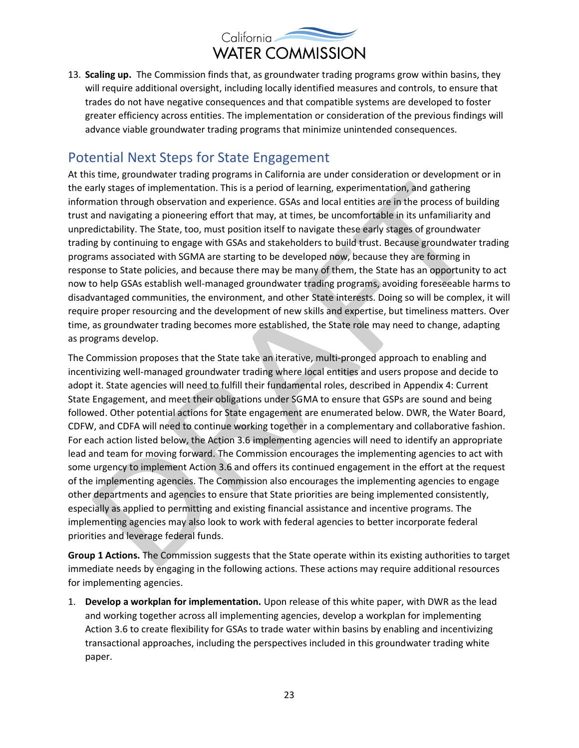13. **Scaling up.** The Commission finds that, as groundwater trading programs grow within basins, they will require additional oversight, including locally identified measures and controls, to ensure that trades do not have negative consequences and that compatible systems are developed to foster greater efficiency across entities. The implementation or consideration of the previous findings will advance viable groundwater trading programs that minimize unintended consequences.

## Potential Next Steps for State Engagement

At this time, groundwater trading programs in California are under consideration or development or in the early stages of implementation. This is a period of learning, experimentation, and gathering information through observation and experience. GSAs and local entities are in the process of building trust and navigating a pioneering effort that may, at times, be uncomfortable in its unfamiliarity and unpredictability. The State, too, must position itself to navigate these early stages of groundwater trading by continuing to engage with GSAs and stakeholders to build trust. Because groundwater trading programs associated with SGMA are starting to be developed now, because they are forming in response to State policies, and because there may be many of them, the State has an opportunity to act now to help GSAs establish well-managed groundwater trading programs, avoiding foreseeable harms to disadvantaged communities, the environment, and other State interests. Doing so will be complex, it will require proper resourcing and the development of new skills and expertise, but timeliness matters. Over time, as groundwater trading becomes more established, the State role may need to change, adapting as programs develop.

The Commission proposes that the State take an iterative, multi-pronged approach to enabling and incentivizing well-managed groundwater trading where local entities and users propose and decide to adopt it. State agencies will need to fulfill their fundamental roles, described in Appendix 4: Current State Engagement, and meet their obligations under SGMA to ensure that GSPs are sound and being followed. Other potential actions for State engagement are enumerated below. DWR, the Water Board, CDFW, and CDFA will need to continue working together in a complementary and collaborative fashion. For each action listed below, the Action 3.6 implementing agencies will need to identify an appropriate lead and team for moving forward. The Commission encourages the implementing agencies to act with some urgency to implement Action 3.6 and offers its continued engagement in the effort at the request of the implementing agencies. The Commission also encourages the implementing agencies to engage other departments and agencies to ensure that State priorities are being implemented consistently, especially as applied to permitting and existing financial assistance and incentive programs. The implementing agencies may also look to work with federal agencies to better incorporate federal priorities and leverage federal funds.

**Group 1 Actions.** The Commission suggests that the State operate within its existing authorities to target immediate needs by engaging in the following actions. These actions may require additional resources for implementing agencies.

1. **Develop a workplan for implementation.** Upon release of this white paper, with DWR as the lead and working together across all implementing agencies, develop a workplan for implementing Action 3.6 to create flexibility for GSAs to trade water within basins by enabling and incentivizing transactional approaches, including the perspectives included in this groundwater trading white paper.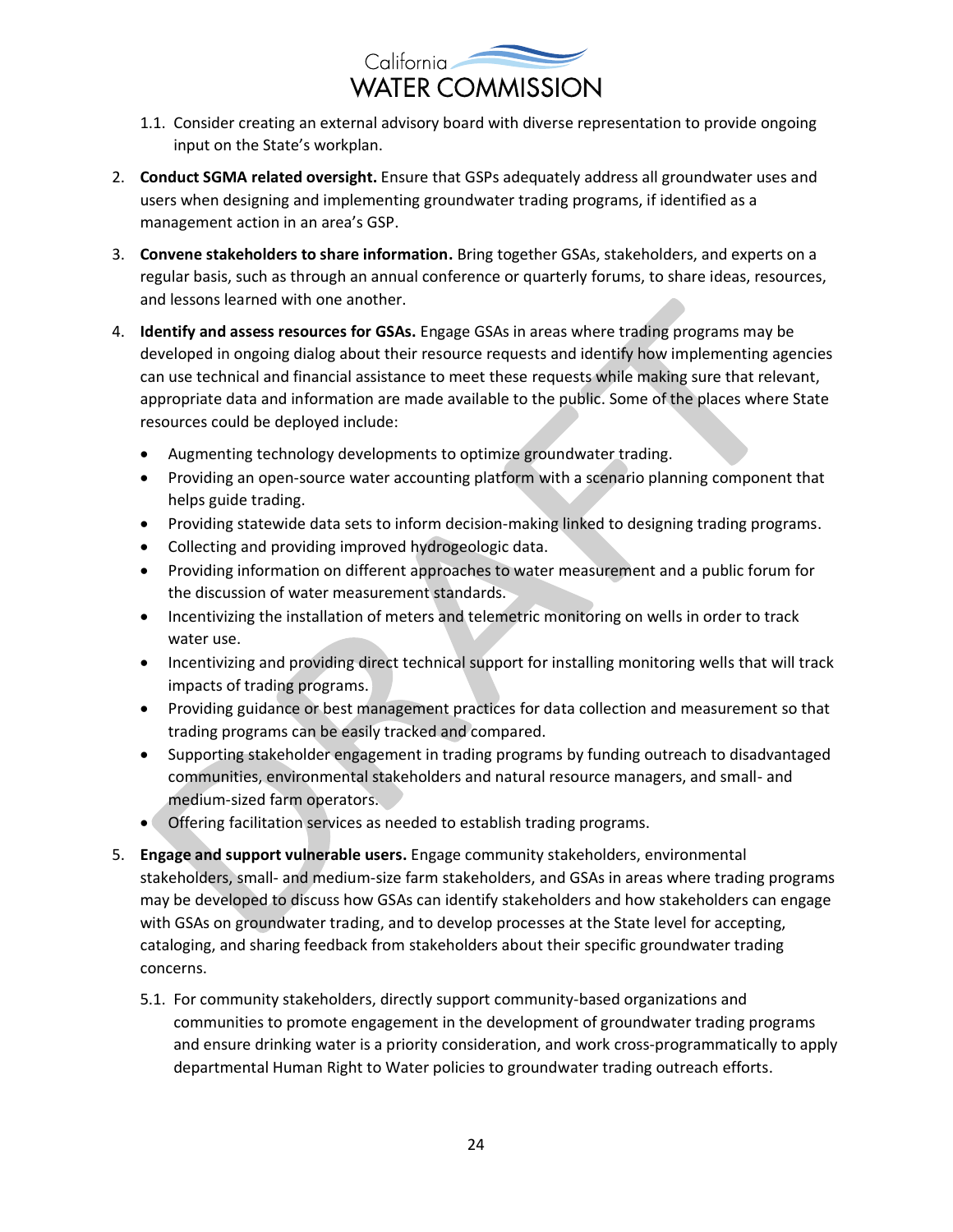1.1. Consider creating an external advisory board with diverse representation to provide ongoing input on the State's workplan.

2. **Conduct SGMA related oversight.** Ensure that GSPs adequately address all groundwater uses and users when designing and implementing groundwater trading programs, if identified as a management action in an area's GSP.

3. **Convene stakeholders to share information.** Bring together GSAs, stakeholders, and experts on a regular basis, such as through an annual conference or quarterly forums, to share ideas, resources, and lessons learned with one another.

4. **Identify and assess resources for GSAs.** Engage GSAs in areas where trading programs may be developed in ongoing dialog about their resource requests and identify how implementing agencies can use technical and financial assistance to meet these requests while making sure that relevant, appropriate data and information are made available to the public. Some of the places where State resources could be deployed include:
   - Augmenting technology developments to optimize groundwater trading.
   - Providing an open-source water accounting platform with a scenario planning component that helps guide trading.
   - Providing statewide data sets to inform decision-making linked to designing trading programs.
   - Collecting and providing improved hydrogeologic data.
   - Providing information on different approaches to water measurement and a public forum for the discussion of water measurement standards.
   - Incentivizing the installation of meters and telemetric monitoring on wells in order to track water use.
   - Incentivizing and providing direct technical support for installing monitoring wells that will track impacts of trading programs.
   - Providing guidance or best management practices for data collection and measurement so that trading programs can be easily tracked and compared.
   - Supporting stakeholder engagement in trading programs by funding outreach to disadvantaged communities, environmental stakeholders and natural resource managers, and small- and medium-sized farm operators.
   - Offering facilitation services as needed to establish trading programs.

5. **Engage and support vulnerable users.** Engage community stakeholders, environmental stakeholders, small- and medium-size farm stakeholders, and GSAs in areas where trading programs may be developed to discuss how GSAs can identify stakeholders and how stakeholders can engage with GSAs on groundwater trading, and to develop processes at the State level for accepting, cataloging, and sharing feedback from stakeholders about their specific groundwater trading concerns.

   5.1. For community stakeholders, directly support community-based organizations and communities to promote engagement in the development of groundwater trading programs and ensure drinking water is a priority consideration, and work cross-programmatically to apply departmental Human Right to Water policies to groundwater trading outreach efforts.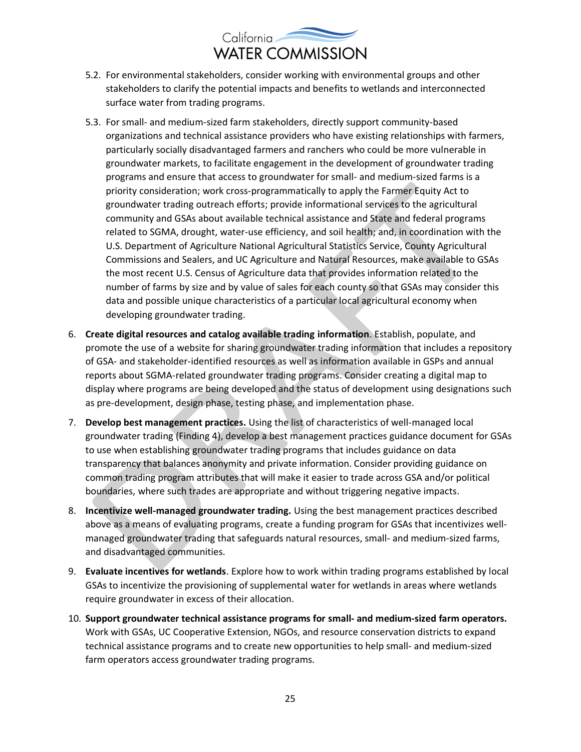5.2. For environmental stakeholders, consider working with environmental groups and other stakeholders to clarify the potential impacts and benefits to wetlands and interconnected surface water from trading programs.

5.3. For small- and medium-sized farm stakeholders, directly support community-based organizations and technical assistance providers who have existing relationships with farmers, particularly socially disadvantaged farmers and ranchers who could be more vulnerable in groundwater markets, to facilitate engagement in the development of groundwater trading programs and ensure that access to groundwater for small- and medium-sized farms is a priority consideration; work cross-programmatically to apply the Farmer Equity Act to groundwater trading outreach efforts; provide informational services to the agricultural community and GSAs about available technical assistance and State and federal programs related to SGMA, drought, water-use efficiency, and soil health; and, in coordination with the U.S. Department of Agriculture National Agricultural Statistics Service, County Agricultural Commissions and Sealers, and UC Agriculture and Natural Resources, make available to GSAs the most recent U.S. Census of Agriculture data that provides information related to the number of farms by size and by value of sales for each county so that GSAs may consider this data and possible unique characteristics of a particular local agricultural economy when developing groundwater trading.

6. **Create digital resources and catalog available trading information**. Establish, populate, and promote the use of a website for sharing groundwater trading information that includes a repository of GSA- and stakeholder-identified resources as well as information available in GSPs and annual reports about SGMA-related groundwater trading programs. Consider creating a digital map to display where programs are being developed and the status of development using designations such as pre-development, design phase, testing phase, and implementation phase.

7. **Develop best management practices.** Using the list of characteristics of well-managed local groundwater trading (Finding 4), develop a best management practices guidance document for GSAs to use when establishing groundwater trading programs that includes guidance on data transparency that balances anonymity and private information. Consider providing guidance on common trading program attributes that will make it easier to trade across GSA and/or political boundaries, where such trades are appropriate and without triggering negative impacts.

8. **Incentivize well-managed groundwater trading.** Using the best management practices described above as a means of evaluating programs, create a funding program for GSAs that incentivizes well-managed groundwater trading that safeguards natural resources, small- and medium-sized farms, and disadvantaged communities.

9. **Evaluate incentives for wetlands**. Explore how to work within trading programs established by local GSAs to incentivize the provisioning of supplemental water for wetlands in areas where wetlands require groundwater in excess of their allocation.

10. **Support groundwater technical assistance programs for small- and medium-sized farm operators.** Work with GSAs, UC Cooperative Extension, NGOs, and resource conservation districts to expand technical assistance programs and to create new opportunities to help small- and medium-sized farm operators access groundwater trading programs.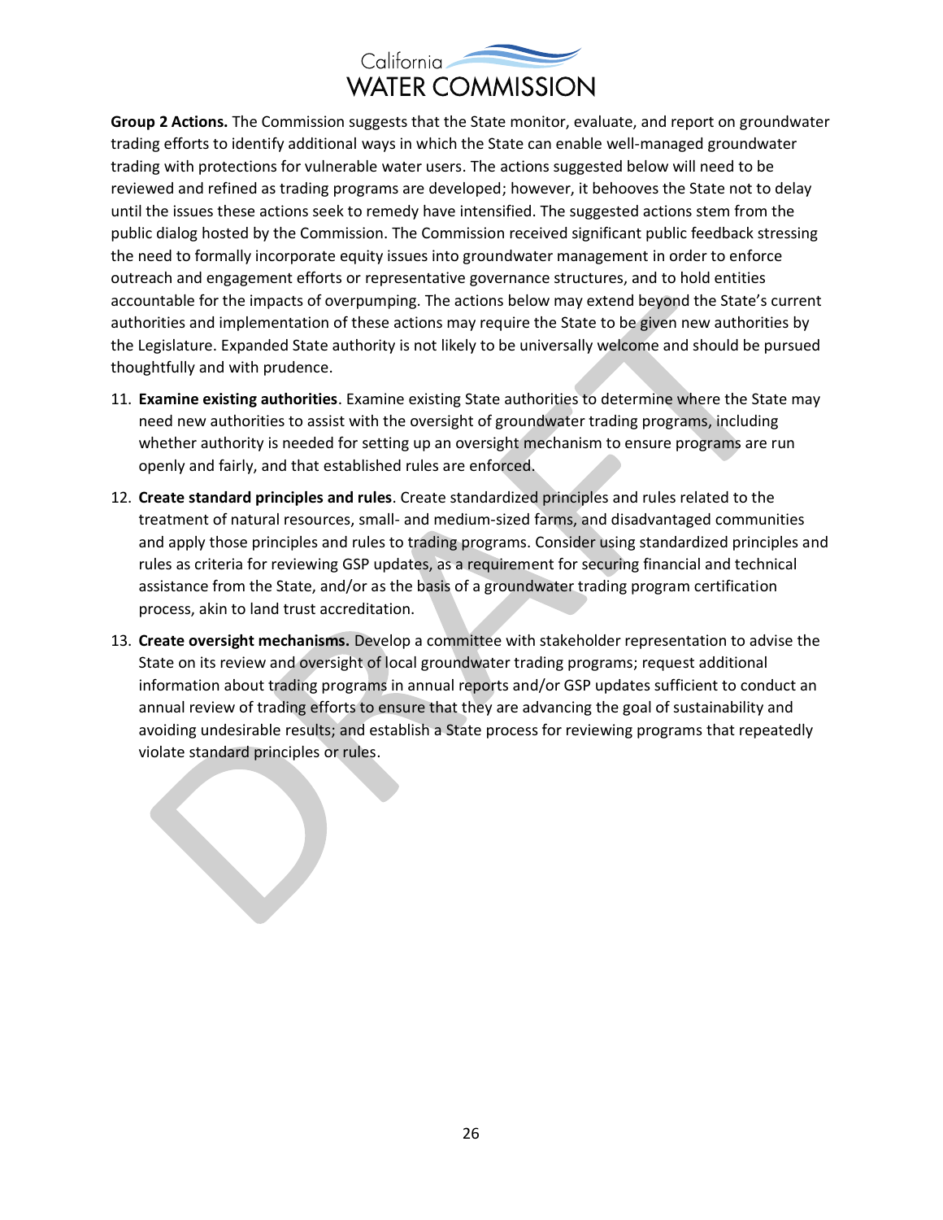**Group 2 Actions.** The Commission suggests that the State monitor, evaluate, and report on groundwater trading efforts to identify additional ways in which the State can enable well-managed groundwater trading with protections for vulnerable water users. The actions suggested below will need to be reviewed and refined as trading programs are developed; however, it behooves the State not to delay until the issues these actions seek to remedy have intensified. The suggested actions stem from the public dialog hosted by the Commission. The Commission received significant public feedback stressing the need to formally incorporate equity issues into groundwater management in order to enforce outreach and engagement efforts or representative governance structures, and to hold entities accountable for the impacts of overpumping. The actions below may extend beyond the State's current authorities and implementation of these actions may require the State to be given new authorities by the Legislature. Expanded State authority is not likely to be universally welcome and should be pursued thoughtfully and with prudence.

11. **Examine existing authorities**. Examine existing State authorities to determine where the State may need new authorities to assist with the oversight of groundwater trading programs, including whether authority is needed for setting up an oversight mechanism to ensure programs are run openly and fairly, and that established rules are enforced.
12. **Create standard principles and rules**. Create standardized principles and rules related to the treatment of natural resources, small- and medium-sized farms, and disadvantaged communities and apply those principles and rules to trading programs. Consider using standardized principles and rules as criteria for reviewing GSP updates, as a requirement for securing financial and technical assistance from the State, and/or as the basis of a groundwater trading program certification process, akin to land trust accreditation.
13. **Create oversight mechanisms.** Develop a committee with stakeholder representation to advise the State on its review and oversight of local groundwater trading programs; request additional information about trading programs in annual reports and/or GSP updates sufficient to conduct an annual review of trading efforts to ensure that they are advancing the goal of sustainability and avoiding undesirable results; and establish a State process for reviewing programs that repeatedly violate standard principles or rules.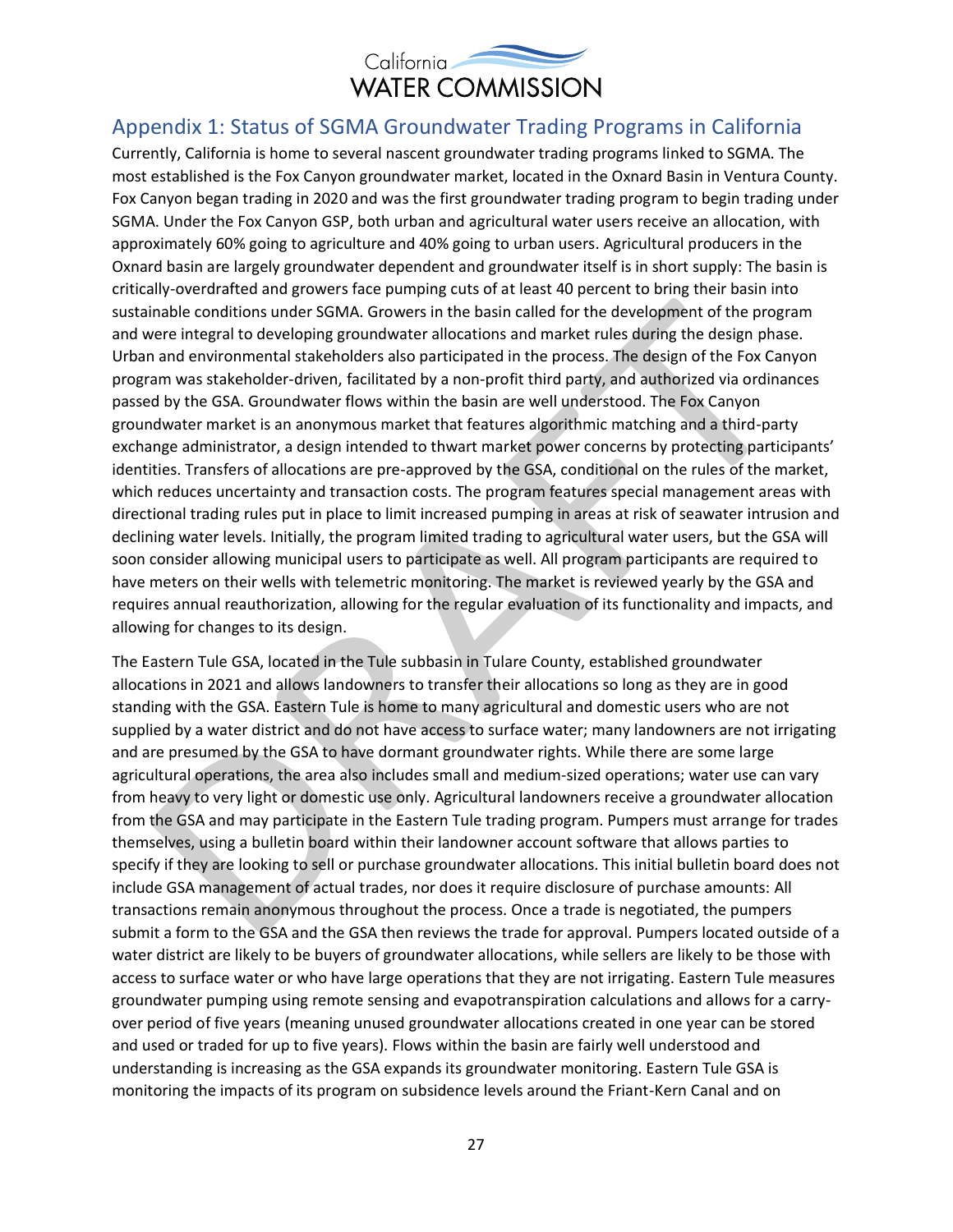## Appendix 1: Status of SGMA Groundwater Trading Programs in California

Currently, California is home to several nascent groundwater trading programs linked to SGMA. The most established is the Fox Canyon groundwater market, located in the Oxnard Basin in Ventura County. Fox Canyon began trading in 2020 and was the first groundwater trading program to begin trading under SGMA. Under the Fox Canyon GSP, both urban and agricultural water users receive an allocation, with approximately 60% going to agriculture and 40% going to urban users. Agricultural producers in the Oxnard basin are largely groundwater dependent and groundwater itself is in short supply: The basin is critically-overdrafted and growers face pumping cuts of at least 40 percent to bring their basin into sustainable conditions under SGMA. Growers in the basin called for the development of the program and were integral to developing groundwater allocations and market rules during the design phase. Urban and environmental stakeholders also participated in the process. The design of the Fox Canyon program was stakeholder-driven, facilitated by a non-profit third party, and authorized via ordinances passed by the GSA. Groundwater flows within the basin are well understood. The Fox Canyon groundwater market is an anonymous market that features algorithmic matching and a third-party exchange administrator, a design intended to thwart market power concerns by protecting participants' identities. Transfers of allocations are pre-approved by the GSA, conditional on the rules of the market, which reduces uncertainty and transaction costs. The program features special management areas with directional trading rules put in place to limit increased pumping in areas at risk of seawater intrusion and declining water levels. Initially, the program limited trading to agricultural water users, but the GSA will soon consider allowing municipal users to participate as well. All program participants are required to have meters on their wells with telemetric monitoring. The market is reviewed yearly by the GSA and requires annual reauthorization, allowing for the regular evaluation of its functionality and impacts, and allowing for changes to its design.

The Eastern Tule GSA, located in the Tule subbasin in Tulare County, established groundwater allocations in 2021 and allows landowners to transfer their allocations so long as they are in good standing with the GSA. Eastern Tule is home to many agricultural and domestic users who are not supplied by a water district and do not have access to surface water; many landowners are not irrigating and are presumed by the GSA to have dormant groundwater rights. While there are some large agricultural operations, the area also includes small and medium-sized operations; water use can vary from heavy to very light or domestic use only. Agricultural landowners receive a groundwater allocation from the GSA and may participate in the Eastern Tule trading program. Pumpers must arrange for trades themselves, using a bulletin board within their landowner account software that allows parties to specify if they are looking to sell or purchase groundwater allocations. This initial bulletin board does not include GSA management of actual trades, nor does it require disclosure of purchase amounts: All transactions remain anonymous throughout the process. Once a trade is negotiated, the pumpers submit a form to the GSA and the GSA then reviews the trade for approval. Pumpers located outside of a water district are likely to be buyers of groundwater allocations, while sellers are likely to be those with access to surface water or who have large operations that they are not irrigating. Eastern Tule measures groundwater pumping using remote sensing and evapotranspiration calculations and allows for a carry-over period of five years (meaning unused groundwater allocations created in one year can be stored and used or traded for up to five years). Flows within the basin are fairly well understood and understanding is increasing as the GSA expands its groundwater monitoring. Eastern Tule GSA is monitoring the impacts of its program on subsidence levels around the Friant-Kern Canal and on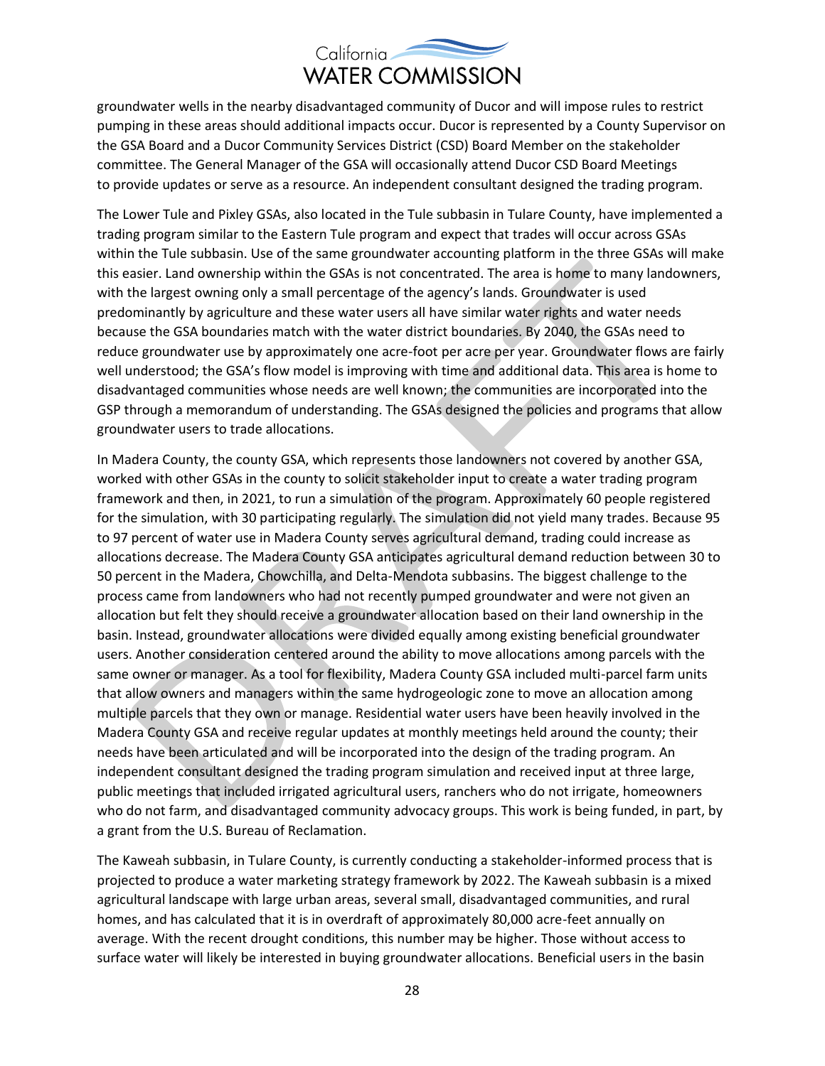groundwater wells in the nearby disadvantaged community of Ducor and will impose rules to restrict pumping in these areas should additional impacts occur. Ducor is represented by a County Supervisor on the GSA Board and a Ducor Community Services District (CSD) Board Member on the stakeholder committee. The General Manager of the GSA will occasionally attend Ducor CSD Board Meetings to provide updates or serve as a resource. An independent consultant designed the trading program.

The Lower Tule and Pixley GSAs, also located in the Tule subbasin in Tulare County, have implemented a trading program similar to the Eastern Tule program and expect that trades will occur across GSAs within the Tule subbasin. Use of the same groundwater accounting platform in the three GSAs will make this easier. Land ownership within the GSAs is not concentrated. The area is home to many landowners, with the largest owning only a small percentage of the agency's lands. Groundwater is used predominantly by agriculture and these water users all have similar water rights and water needs because the GSA boundaries match with the water district boundaries. By 2040, the GSAs need to reduce groundwater use by approximately one acre-foot per acre per year. Groundwater flows are fairly well understood; the GSA's flow model is improving with time and additional data. This area is home to disadvantaged communities whose needs are well known; the communities are incorporated into the GSP through a memorandum of understanding. The GSAs designed the policies and programs that allow groundwater users to trade allocations.

In Madera County, the county GSA, which represents those landowners not covered by another GSA, worked with other GSAs in the county to solicit stakeholder input to create a water trading program framework and then, in 2021, to run a simulation of the program. Approximately 60 people registered for the simulation, with 30 participating regularly. The simulation did not yield many trades. Because 95 to 97 percent of water use in Madera County serves agricultural demand, trading could increase as allocations decrease. The Madera County GSA anticipates agricultural demand reduction between 30 to 50 percent in the Madera, Chowchilla, and Delta-Mendota subbasins. The biggest challenge to the process came from landowners who had not recently pumped groundwater and were not given an allocation but felt they should receive a groundwater allocation based on their land ownership in the basin. Instead, groundwater allocations were divided equally among existing beneficial groundwater users. Another consideration centered around the ability to move allocations among parcels with the same owner or manager. As a tool for flexibility, Madera County GSA included multi-parcel farm units that allow owners and managers within the same hydrogeologic zone to move an allocation among multiple parcels that they own or manage. Residential water users have been heavily involved in the Madera County GSA and receive regular updates at monthly meetings held around the county; their needs have been articulated and will be incorporated into the design of the trading program. An independent consultant designed the trading program simulation and received input at three large, public meetings that included irrigated agricultural users, ranchers who do not irrigate, homeowners who do not farm, and disadvantaged community advocacy groups. This work is being funded, in part, by a grant from the U.S. Bureau of Reclamation.

The Kaweah subbasin, in Tulare County, is currently conducting a stakeholder-informed process that is projected to produce a water marketing strategy framework by 2022. The Kaweah subbasin is a mixed agricultural landscape with large urban areas, several small, disadvantaged communities, and rural homes, and has calculated that it is in overdraft of approximately 80,000 acre-feet annually on average. With the recent drought conditions, this number may be higher. Those without access to surface water will likely be interested in buying groundwater allocations. Beneficial users in the basin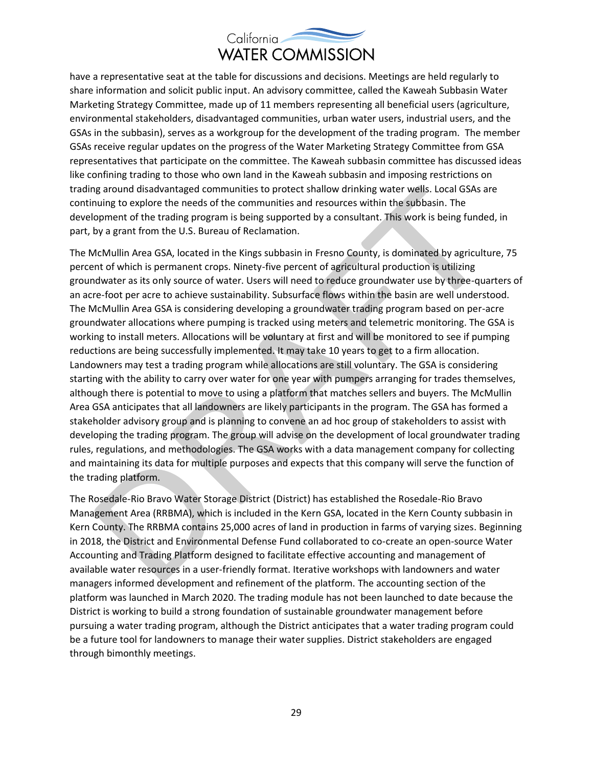have a representative seat at the table for discussions and decisions. Meetings are held regularly to share information and solicit public input. An advisory committee, called the Kaweah Subbasin Water Marketing Strategy Committee, made up of 11 members representing all beneficial users (agriculture, environmental stakeholders, disadvantaged communities, urban water users, industrial users, and the GSAs in the subbasin), serves as a workgroup for the development of the trading program. The member GSAs receive regular updates on the progress of the Water Marketing Strategy Committee from GSA representatives that participate on the committee. The Kaweah subbasin committee has discussed ideas like confining trading to those who own land in the Kaweah subbasin and imposing restrictions on trading around disadvantaged communities to protect shallow drinking water wells. Local GSAs are continuing to explore the needs of the communities and resources within the subbasin. The development of the trading program is being supported by a consultant. This work is being funded, in part, by a grant from the U.S. Bureau of Reclamation.

The McMullin Area GSA, located in the Kings subbasin in Fresno County, is dominated by agriculture, 75 percent of which is permanent crops. Ninety-five percent of agricultural production is utilizing groundwater as its only source of water. Users will need to reduce groundwater use by three-quarters of an acre-foot per acre to achieve sustainability. Subsurface flows within the basin are well understood. The McMullin Area GSA is considering developing a groundwater trading program based on per-acre groundwater allocations where pumping is tracked using meters and telemetric monitoring. The GSA is working to install meters. Allocations will be voluntary at first and will be monitored to see if pumping reductions are being successfully implemented. It may take 10 years to get to a firm allocation. Landowners may test a trading program while allocations are still voluntary. The GSA is considering starting with the ability to carry over water for one year with pumpers arranging for trades themselves, although there is potential to move to using a platform that matches sellers and buyers. The McMullin Area GSA anticipates that all landowners are likely participants in the program. The GSA has formed a stakeholder advisory group and is planning to convene an ad hoc group of stakeholders to assist with developing the trading program. The group will advise on the development of local groundwater trading rules, regulations, and methodologies. The GSA works with a data management company for collecting and maintaining its data for multiple purposes and expects that this company will serve the function of the trading platform.

The Rosedale-Rio Bravo Water Storage District (District) has established the Rosedale-Rio Bravo Management Area (RRBMA), which is included in the Kern GSA, located in the Kern County subbasin in Kern County. The RRBMA contains 25,000 acres of land in production in farms of varying sizes. Beginning in 2018, the District and Environmental Defense Fund collaborated to co-create an open-source Water Accounting and Trading Platform designed to facilitate effective accounting and management of available water resources in a user-friendly format. Iterative workshops with landowners and water managers informed development and refinement of the platform. The accounting section of the platform was launched in March 2020. The trading module has not been launched to date because the District is working to build a strong foundation of sustainable groundwater management before pursuing a water trading program, although the District anticipates that a water trading program could be a future tool for landowners to manage their water supplies. District stakeholders are engaged through bimonthly meetings.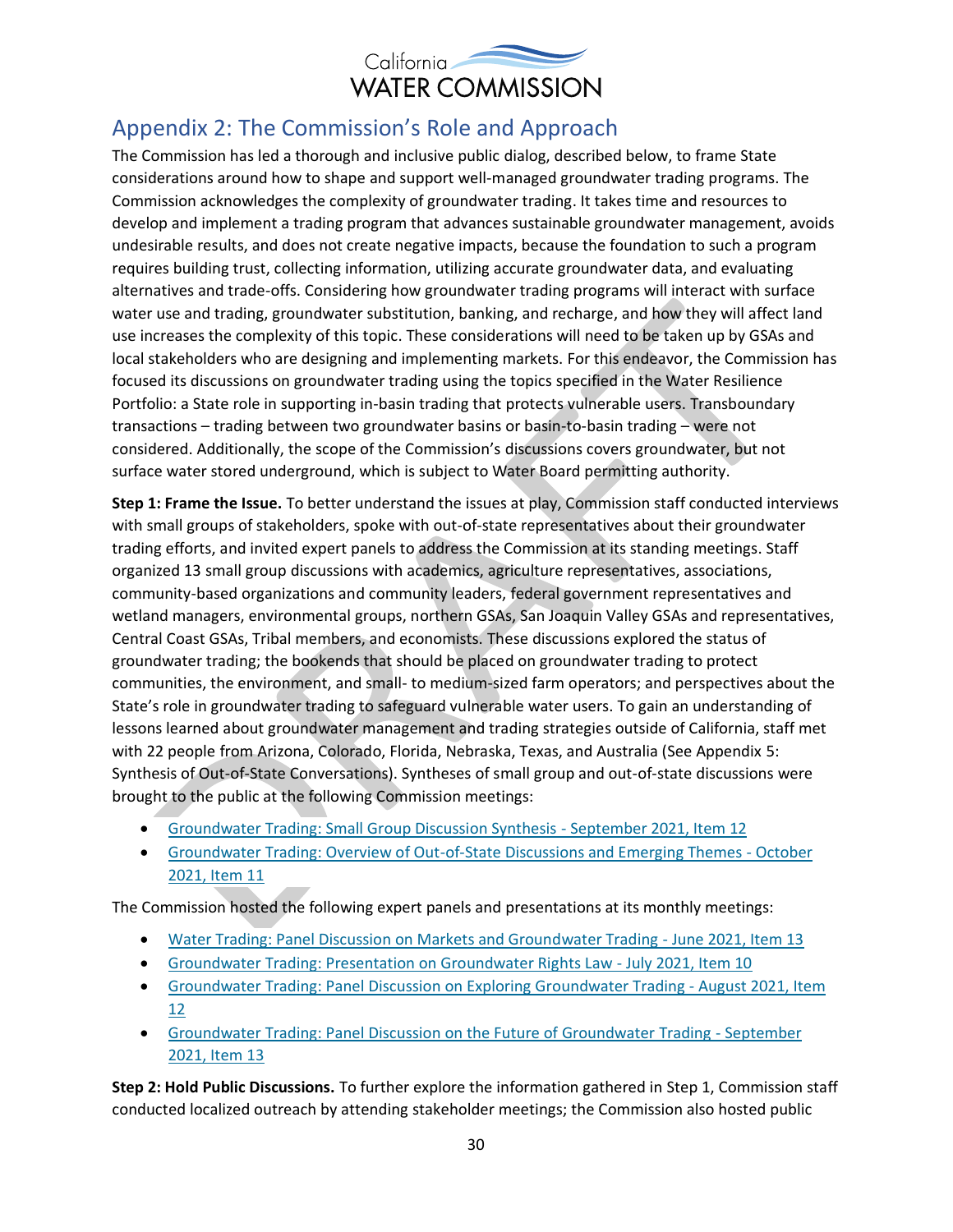## Appendix 2: The Commission's Role and Approach

The Commission has led a thorough and inclusive public dialog, described below, to frame State considerations around how to shape and support well-managed groundwater trading programs. The Commission acknowledges the complexity of groundwater trading. It takes time and resources to develop and implement a trading program that advances sustainable groundwater management, avoids undesirable results, and does not create negative impacts, because the foundation to such a program requires building trust, collecting information, utilizing accurate groundwater data, and evaluating alternatives and trade-offs. Considering how groundwater trading programs will interact with surface water use and trading, groundwater substitution, banking, and recharge, and how they will affect land use increases the complexity of this topic. These considerations will need to be taken up by GSAs and local stakeholders who are designing and implementing markets. For this endeavor, the Commission has focused its discussions on groundwater trading using the topics specified in the Water Resilience Portfolio: a State role in supporting in-basin trading that protects vulnerable users. Transboundary transactions – trading between two groundwater basins or basin-to-basin trading – were not considered. Additionally, the scope of the Commission's discussions covers groundwater, but not surface water stored underground, which is subject to Water Board permitting authority.

**Step 1: Frame the Issue.** To better understand the issues at play, Commission staff conducted interviews with small groups of stakeholders, spoke with out-of-state representatives about their groundwater trading efforts, and invited expert panels to address the Commission at its standing meetings. Staff organized 13 small group discussions with academics, agriculture representatives, associations, community-based organizations and community leaders, federal government representatives and wetland managers, environmental groups, northern GSAs, San Joaquin Valley GSAs and representatives, Central Coast GSAs, Tribal members, and economists. These discussions explored the status of groundwater trading; the bookends that should be placed on groundwater trading to protect communities, the environment, and small- to medium-sized farm operators; and perspectives about the State's role in groundwater trading to safeguard vulnerable water users. To gain an understanding of lessons learned about groundwater management and trading strategies outside of California, staff met with 22 people from Arizona, Colorado, Florida, Nebraska, Texas, and Australia (See Appendix 5: Synthesis of Out-of-State Conversations). Syntheses of small group and out-of-state discussions were brought to the public at the following Commission meetings:

- Groundwater Trading: Small Group Discussion Synthesis - September 2021, Item 12
- Groundwater Trading: Overview of Out-of-State Discussions and Emerging Themes - October 2021, Item 11

The Commission hosted the following expert panels and presentations at its monthly meetings:

- Water Trading: Panel Discussion on Markets and Groundwater Trading - June 2021, Item 13
- Groundwater Trading: Presentation on Groundwater Rights Law - July 2021, Item 10
- Groundwater Trading: Panel Discussion on Exploring Groundwater Trading - August 2021, Item 12
- Groundwater Trading: Panel Discussion on the Future of Groundwater Trading - September 2021, Item 13

**Step 2: Hold Public Discussions.** To further explore the information gathered in Step 1, Commission staff conducted localized outreach by attending stakeholder meetings; the Commission also hosted public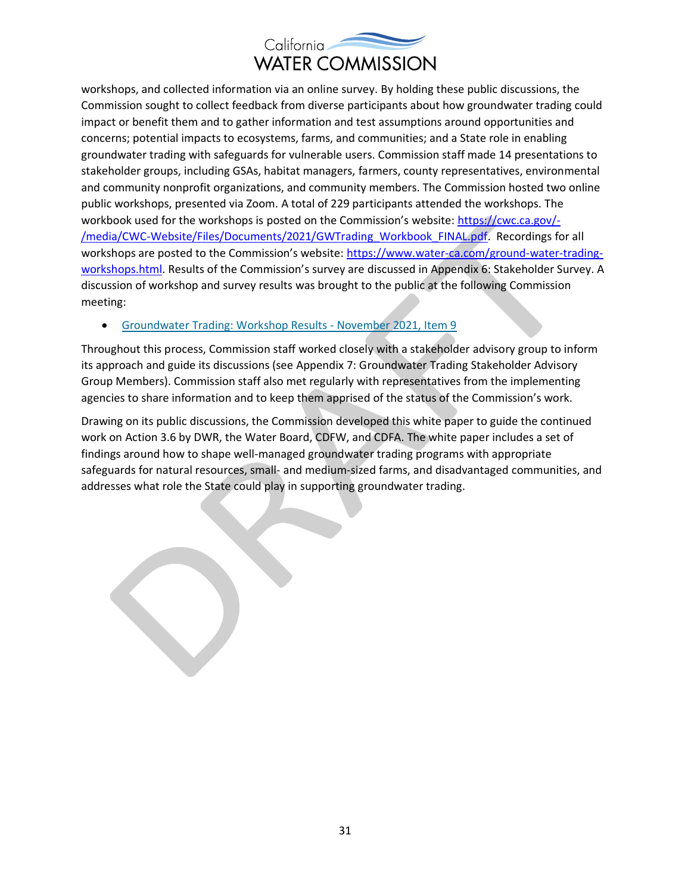workshops, and collected information via an online survey. By holding these public discussions, the Commission sought to collect feedback from diverse participants about how groundwater trading could impact or benefit them and to gather information and test assumptions around opportunities and concerns; potential impacts to ecosystems, farms, and communities; and a State role in enabling groundwater trading with safeguards for vulnerable users. Commission staff made 14 presentations to stakeholder groups, including GSAs, habitat managers, farmers, county representatives, environmental and community nonprofit organizations, and community members. The Commission hosted two online public workshops, presented via Zoom. A total of 229 participants attended the workshops. The workbook used for the workshops is posted on the Commission's website: [https://cwc.ca.gov/-/media/CWC-Website/Files/Documents/2021/GWTrading_Workbook_FINAL.pdf](https://cwc.ca.gov/-/media/CWC-Website/Files/Documents/2021/GWTrading_Workbook_FINAL.pdf). Recordings for all workshops are posted to the Commission's website: [https://www.water-ca.com/ground-water-trading-workshops.html](https://www.water-ca.com/ground-water-trading-workshops.html). Results of the Commission's survey are discussed in Appendix 6: Stakeholder Survey. A discussion of workshop and survey results was brought to the public at the following Commission meeting:

- Groundwater Trading: Workshop Results - November 2021, Item 9

Throughout this process, Commission staff worked closely with a stakeholder advisory group to inform its approach and guide its discussions (see Appendix 7: Groundwater Trading Stakeholder Advisory Group Members). Commission staff also met regularly with representatives from the implementing agencies to share information and to keep them apprised of the status of the Commission's work.

Drawing on its public discussions, the Commission developed this white paper to guide the continued work on Action 3.6 by DWR, the Water Board, CDFW, and CDFA. The white paper includes a set of findings around how to shape well-managed groundwater trading programs with appropriate safeguards for natural resources, small- and medium-sized farms, and disadvantaged communities, and addresses what role the State could play in supporting groundwater trading.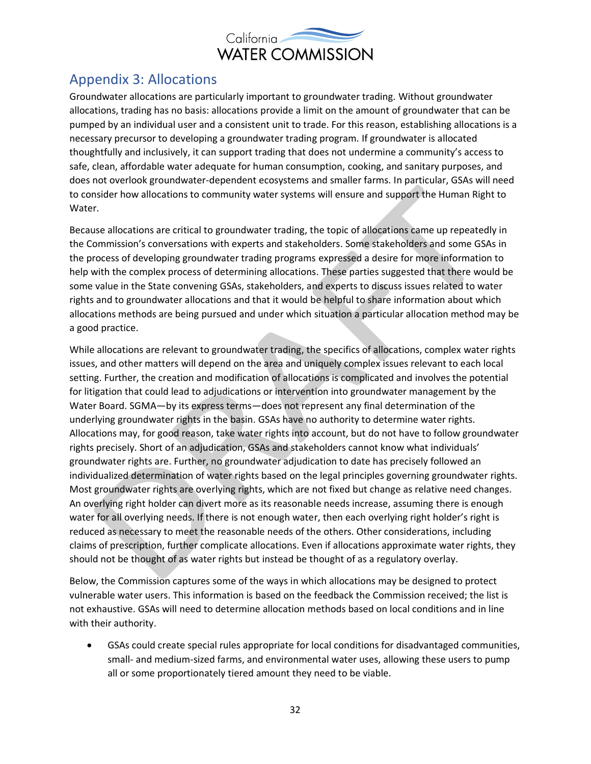## Appendix 3: Allocations

Groundwater allocations are particularly important to groundwater trading. Without groundwater allocations, trading has no basis: allocations provide a limit on the amount of groundwater that can be pumped by an individual user and a consistent unit to trade. For this reason, establishing allocations is a necessary precursor to developing a groundwater trading program. If groundwater is allocated thoughtfully and inclusively, it can support trading that does not undermine a community's access to safe, clean, affordable water adequate for human consumption, cooking, and sanitary purposes, and does not overlook groundwater-dependent ecosystems and smaller farms. In particular, GSAs will need to consider how allocations to community water systems will ensure and support the Human Right to Water.

Because allocations are critical to groundwater trading, the topic of allocations came up repeatedly in the Commission's conversations with experts and stakeholders. Some stakeholders and some GSAs in the process of developing groundwater trading programs expressed a desire for more information to help with the complex process of determining allocations. These parties suggested that there would be some value in the State convening GSAs, stakeholders, and experts to discuss issues related to water rights and to groundwater allocations and that it would be helpful to share information about which allocations methods are being pursued and under which situation a particular allocation method may be a good practice.

While allocations are relevant to groundwater trading, the specifics of allocations, complex water rights issues, and other matters will depend on the area and uniquely complex issues relevant to each local setting. Further, the creation and modification of allocations is complicated and involves the potential for litigation that could lead to adjudications or intervention into groundwater management by the Water Board. SGMA—by its express terms—does not represent any final determination of the underlying groundwater rights in the basin. GSAs have no authority to determine water rights. Allocations may, for good reason, take water rights into account, but do not have to follow groundwater rights precisely. Short of an adjudication, GSAs and stakeholders cannot know what individuals' groundwater rights are. Further, no groundwater adjudication to date has precisely followed an individualized determination of water rights based on the legal principles governing groundwater rights. Most groundwater rights are overlying rights, which are not fixed but change as relative need changes. An overlying right holder can divert more as its reasonable needs increase, assuming there is enough water for all overlying needs. If there is not enough water, then each overlying right holder's right is reduced as necessary to meet the reasonable needs of the others. Other considerations, including claims of prescription, further complicate allocations. Even if allocations approximate water rights, they should not be thought of as water rights but instead be thought of as a regulatory overlay.

Below, the Commission captures some of the ways in which allocations may be designed to protect vulnerable water users. This information is based on the feedback the Commission received; the list is not exhaustive. GSAs will need to determine allocation methods based on local conditions and in line with their authority.

- GSAs could create special rules appropriate for local conditions for disadvantaged communities, small- and medium-sized farms, and environmental water uses, allowing these users to pump all or some proportionately tiered amount they need to be viable.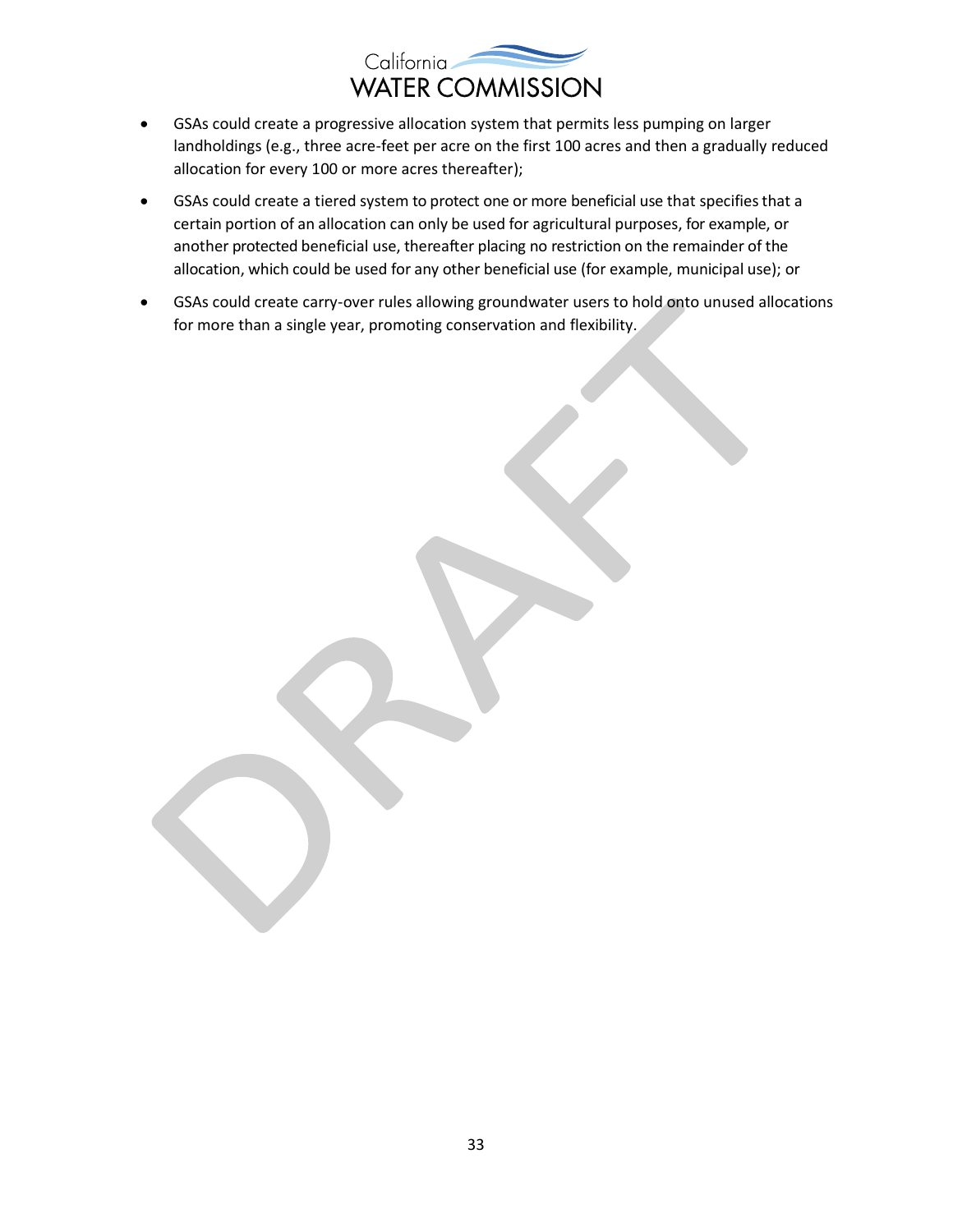- GSAs could create a progressive allocation system that permits less pumping on larger landholdings (e.g., three acre-feet per acre on the first 100 acres and then a gradually reduced allocation for every 100 or more acres thereafter);
- GSAs could create a tiered system to protect one or more beneficial use that specifies that a certain portion of an allocation can only be used for agricultural purposes, for example, or another protected beneficial use, thereafter placing no restriction on the remainder of the allocation, which could be used for any other beneficial use (for example, municipal use); or
- GSAs could create carry-over rules allowing groundwater users to hold onto unused allocations for more than a single year, promoting conservation and flexibility.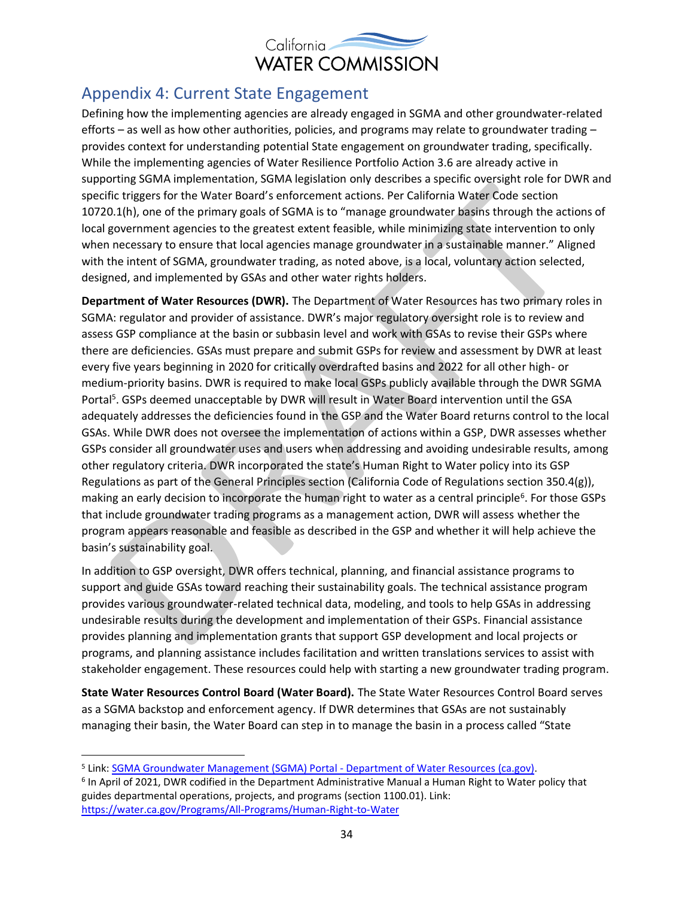## Appendix 4: Current State Engagement

Defining how the implementing agencies are already engaged in SGMA and other groundwater-related efforts – as well as how other authorities, policies, and programs may relate to groundwater trading – provides context for understanding potential State engagement on groundwater trading, specifically. While the implementing agencies of Water Resilience Portfolio Action 3.6 are already active in supporting SGMA implementation, SGMA legislation only describes a specific oversight role for DWR and specific triggers for the Water Board's enforcement actions. Per California Water Code section 10720.1(h), one of the primary goals of SGMA is to "manage groundwater basins through the actions of local government agencies to the greatest extent feasible, while minimizing state intervention to only when necessary to ensure that local agencies manage groundwater in a sustainable manner." Aligned with the intent of SGMA, groundwater trading, as noted above, is a local, voluntary action selected, designed, and implemented by GSAs and other water rights holders.

**Department of Water Resources (DWR).** The Department of Water Resources has two primary roles in SGMA: regulator and provider of assistance. DWR's major regulatory oversight role is to review and assess GSP compliance at the basin or subbasin level and work with GSAs to revise their GSPs where there are deficiencies. GSAs must prepare and submit GSPs for review and assessment by DWR at least every five years beginning in 2020 for critically overdrafted basins and 2022 for all other high- or medium-priority basins. DWR is required to make local GSPs publicly available through the DWR SGMA Portal[5]. GSPs deemed unacceptable by DWR will result in Water Board intervention until the GSA adequately addresses the deficiencies found in the GSP and the Water Board returns control to the local GSAs. While DWR does not oversee the implementation of actions within a GSP, DWR assesses whether GSPs consider all groundwater uses and users when addressing and avoiding undesirable results, among other regulatory criteria. DWR incorporated the state's Human Right to Water policy into its GSP Regulations as part of the General Principles section (California Code of Regulations section 350.4(g)), making an early decision to incorporate the human right to water as a central principle[6]. For those GSPs that include groundwater trading programs as a management action, DWR will assess whether the program appears reasonable and feasible as described in the GSP and whether it will help achieve the basin's sustainability goal.

In addition to GSP oversight, DWR offers technical, planning, and financial assistance programs to support and guide GSAs toward reaching their sustainability goals. The technical assistance program provides various groundwater-related technical data, modeling, and tools to help GSAs in addressing undesirable results during the development and implementation of their GSPs. Financial assistance provides planning and implementation grants that support GSP development and local projects or programs, and planning assistance includes facilitation and written translations services to assist with stakeholder engagement. These resources could help with starting a new groundwater trading program.

**State Water Resources Control Board (Water Board).** The State Water Resources Control Board serves as a SGMA backstop and enforcement agency. If DWR determines that GSAs are not sustainably managing their basin, the Water Board can step in to manage the basin in a process called "State

---

[5] Link: [SGMA Groundwater Management (SGMA) Portal - Department of Water Resources (ca.gov)](https://sgma.water.ca.gov/portal/).

[6] In April of 2021, DWR codified in the Department Administrative Manual a Human Right to Water policy that guides departmental operations, projects, and programs (section 1100.01). Link: https://water.ca.gov/Programs/All-Programs/Human-Right-to-Water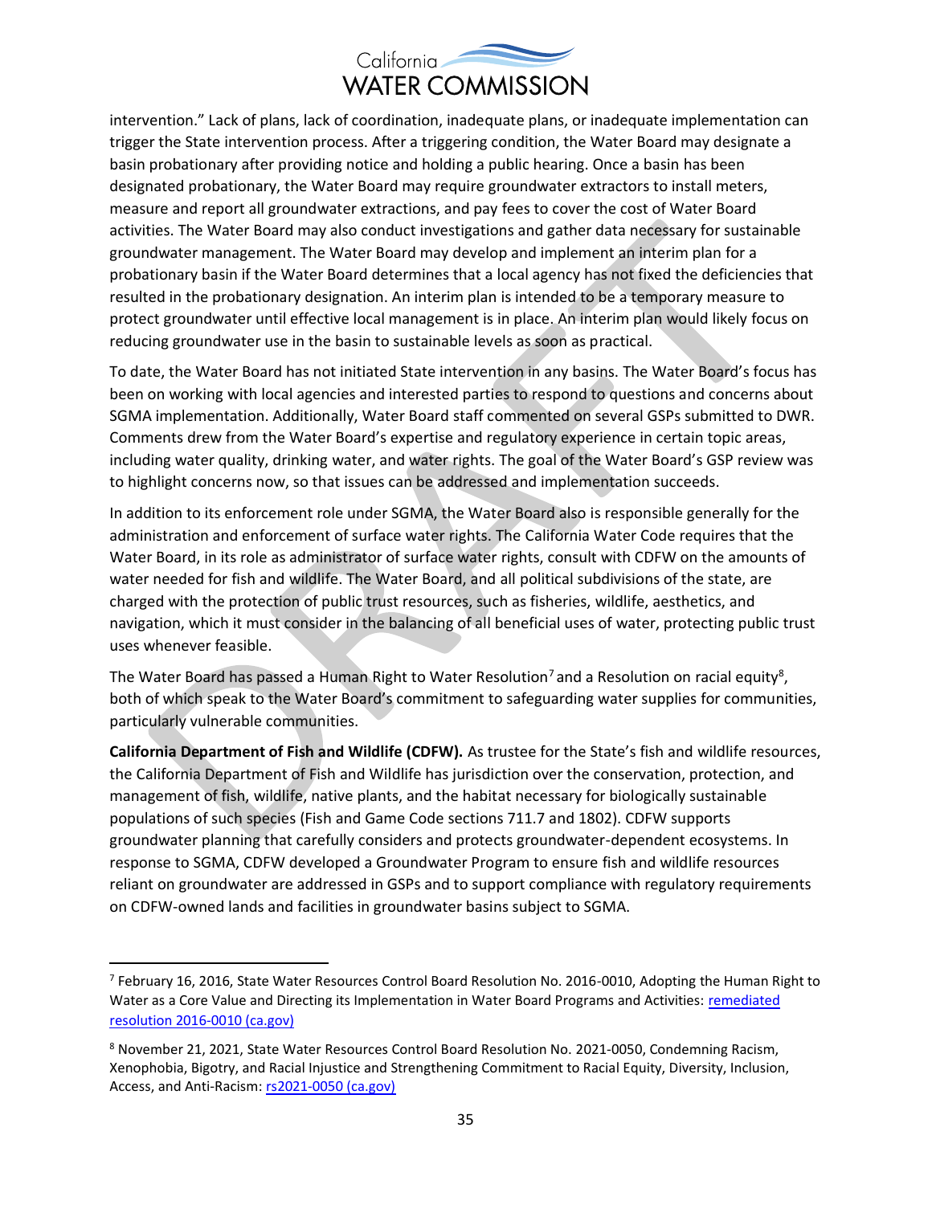intervention." Lack of plans, lack of coordination, inadequate plans, or inadequate implementation can trigger the State intervention process. After a triggering condition, the Water Board may designate a basin probationary after providing notice and holding a public hearing. Once a basin has been designated probationary, the Water Board may require groundwater extractors to install meters, measure and report all groundwater extractions, and pay fees to cover the cost of Water Board activities. The Water Board may also conduct investigations and gather data necessary for sustainable groundwater management. The Water Board may develop and implement an interim plan for a probationary basin if the Water Board determines that a local agency has not fixed the deficiencies that resulted in the probationary designation. An interim plan is intended to be a temporary measure to protect groundwater until effective local management is in place. An interim plan would likely focus on reducing groundwater use in the basin to sustainable levels as soon as practical.

To date, the Water Board has not initiated State intervention in any basins. The Water Board's focus has been on working with local agencies and interested parties to respond to questions and concerns about SGMA implementation. Additionally, Water Board staff commented on several GSPs submitted to DWR. Comments drew from the Water Board's expertise and regulatory experience in certain topic areas, including water quality, drinking water, and water rights. The goal of the Water Board's GSP review was to highlight concerns now, so that issues can be addressed and implementation succeeds.

In addition to its enforcement role under SGMA, the Water Board also is responsible generally for the administration and enforcement of surface water rights. The California Water Code requires that the Water Board, in its role as administrator of surface water rights, consult with CDFW on the amounts of water needed for fish and wildlife. The Water Board, and all political subdivisions of the state, are charged with the protection of public trust resources, such as fisheries, wildlife, aesthetics, and navigation, which it must consider in the balancing of all beneficial uses of water, protecting public trust uses whenever feasible.

The Water Board has passed a Human Right to Water Resolution[7] and a Resolution on racial equity[8], both of which speak to the Water Board's commitment to safeguarding water supplies for communities, particularly vulnerable communities.

**California Department of Fish and Wildlife (CDFW).** As trustee for the State's fish and wildlife resources, the California Department of Fish and Wildlife has jurisdiction over the conservation, protection, and management of fish, wildlife, native plants, and the habitat necessary for biologically sustainable populations of such species (Fish and Game Code sections 711.7 and 1802). CDFW supports groundwater planning that carefully considers and protects groundwater-dependent ecosystems. In response to SGMA, CDFW developed a Groundwater Program to ensure fish and wildlife resources reliant on groundwater are addressed in GSPs and to support compliance with regulatory requirements on CDFW-owned lands and facilities in groundwater basins subject to SGMA.

---

[7] February 16, 2016, State Water Resources Control Board Resolution No. 2016-0010, Adopting the Human Right to Water as a Core Value and Directing its Implementation in Water Board Programs and Activities: remediated resolution 2016-0010 (ca.gov)

[8] November 21, 2021, State Water Resources Control Board Resolution No. 2021-0050, Condemning Racism, Xenophobia, Bigotry, and Racial Injustice and Strengthening Commitment to Racial Equity, Diversity, Inclusion, Access, and Anti-Racism: rs2021-0050 (ca.gov)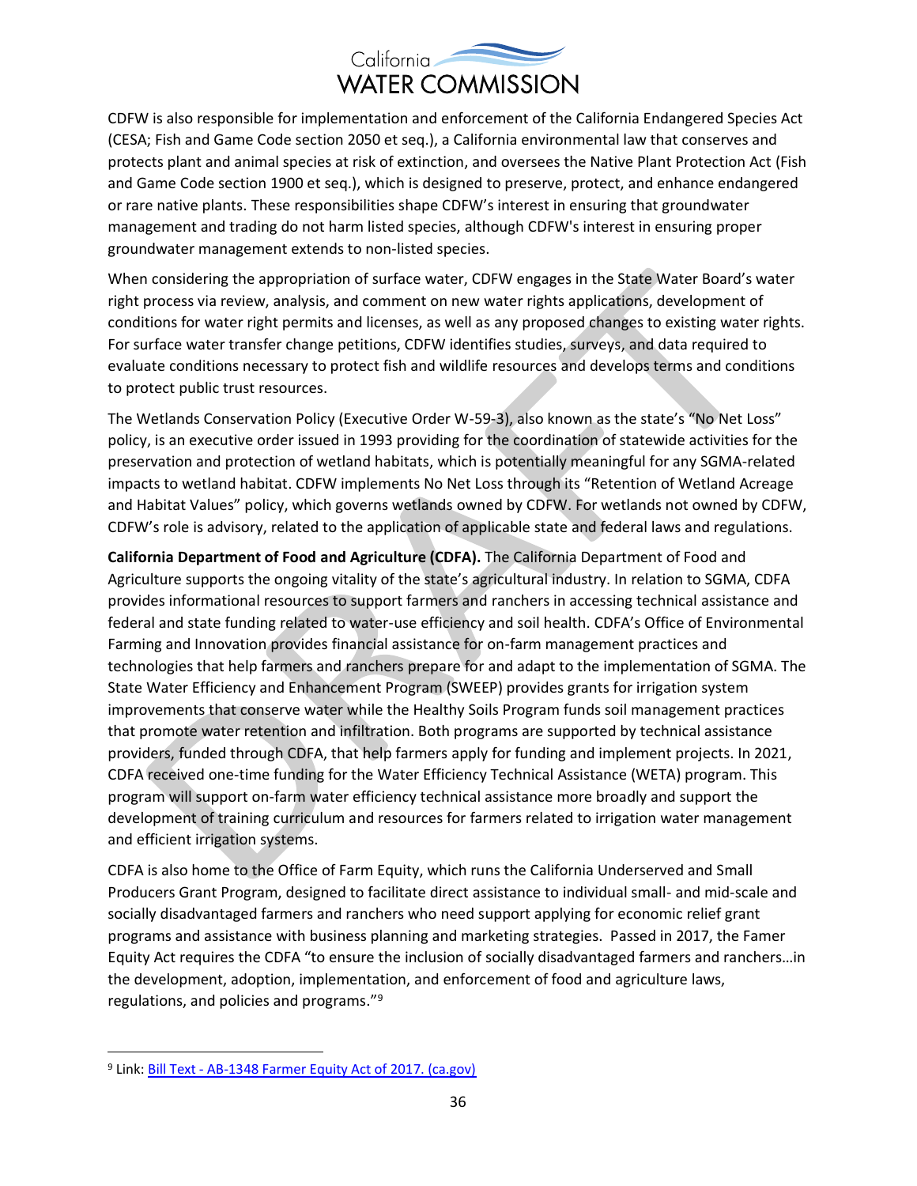CDFW is also responsible for implementation and enforcement of the California Endangered Species Act (CESA; Fish and Game Code section 2050 et seq.), a California environmental law that conserves and protects plant and animal species at risk of extinction, and oversees the Native Plant Protection Act (Fish and Game Code section 1900 et seq.), which is designed to preserve, protect, and enhance endangered or rare native plants. These responsibilities shape CDFW's interest in ensuring that groundwater management and trading do not harm listed species, although CDFW's interest in ensuring proper groundwater management extends to non-listed species.

When considering the appropriation of surface water, CDFW engages in the State Water Board's water right process via review, analysis, and comment on new water rights applications, development of conditions for water right permits and licenses, as well as any proposed changes to existing water rights. For surface water transfer change petitions, CDFW identifies studies, surveys, and data required to evaluate conditions necessary to protect fish and wildlife resources and develops terms and conditions to protect public trust resources.

The Wetlands Conservation Policy (Executive Order W-59-3), also known as the state's "No Net Loss" policy, is an executive order issued in 1993 providing for the coordination of statewide activities for the preservation and protection of wetland habitats, which is potentially meaningful for any SGMA-related impacts to wetland habitat. CDFW implements No Net Loss through its "Retention of Wetland Acreage and Habitat Values" policy, which governs wetlands owned by CDFW. For wetlands not owned by CDFW, CDFW's role is advisory, related to the application of applicable state and federal laws and regulations.

**California Department of Food and Agriculture (CDFA).** The California Department of Food and Agriculture supports the ongoing vitality of the state's agricultural industry. In relation to SGMA, CDFA provides informational resources to support farmers and ranchers in accessing technical assistance and federal and state funding related to water-use efficiency and soil health. CDFA's Office of Environmental Farming and Innovation provides financial assistance for on-farm management practices and technologies that help farmers and ranchers prepare for and adapt to the implementation of SGMA. The State Water Efficiency and Enhancement Program (SWEEP) provides grants for irrigation system improvements that conserve water while the Healthy Soils Program funds soil management practices that promote water retention and infiltration. Both programs are supported by technical assistance providers, funded through CDFA, that help farmers apply for funding and implement projects. In 2021, CDFA received one-time funding for the Water Efficiency Technical Assistance (WETA) program. This program will support on-farm water efficiency technical assistance more broadly and support the development of training curriculum and resources for farmers related to irrigation water management and efficient irrigation systems.

CDFA is also home to the Office of Farm Equity, which runs the California Underserved and Small Producers Grant Program, designed to facilitate direct assistance to individual small- and mid-scale and socially disadvantaged farmers and ranchers who need support applying for economic relief grant programs and assistance with business planning and marketing strategies. Passed in 2017, the Famer Equity Act requires the CDFA "to ensure the inclusion of socially disadvantaged farmers and ranchers…in the development, adoption, implementation, and enforcement of food and agriculture laws, regulations, and policies and programs."[9]

---

[9] Link: [Bill Text - AB-1348 Farmer Equity Act of 2017. (ca.gov)]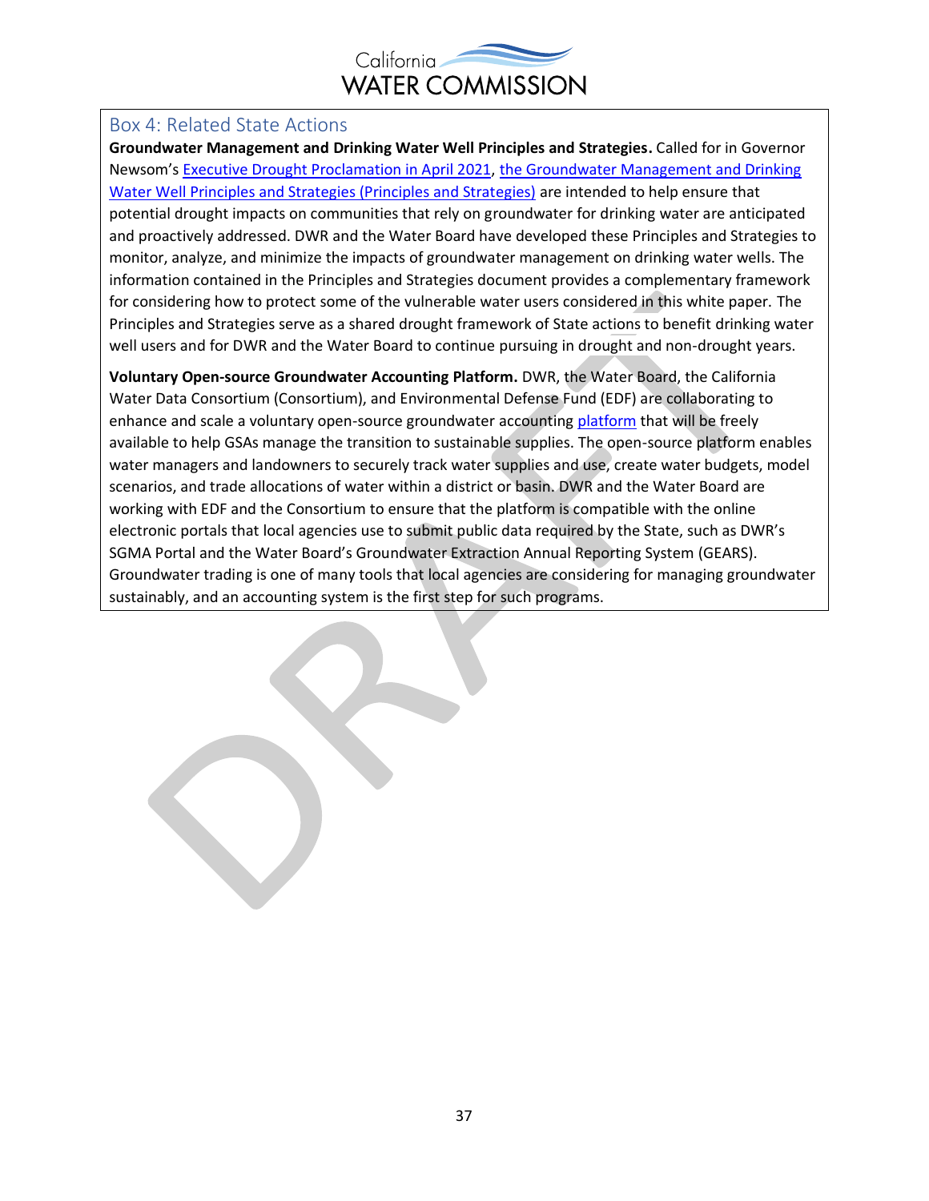## Box 4: Related State Actions

**Groundwater Management and Drinking Water Well Principles and Strategies.** Called for in Governor Newsom's Executive Drought Proclamation in April 2021, the Groundwater Management and Drinking Water Well Principles and Strategies (Principles and Strategies) are intended to help ensure that potential drought impacts on communities that rely on groundwater for drinking water are anticipated and proactively addressed. DWR and the Water Board have developed these Principles and Strategies to monitor, analyze, and minimize the impacts of groundwater management on drinking water wells. The information contained in the Principles and Strategies document provides a complementary framework for considering how to protect some of the vulnerable water users considered in this white paper. The Principles and Strategies serve as a shared drought framework of State actions to benefit drinking water well users and for DWR and the Water Board to continue pursuing in drought and non-drought years.

**Voluntary Open-source Groundwater Accounting Platform.** DWR, the Water Board, the California Water Data Consortium (Consortium), and Environmental Defense Fund (EDF) are collaborating to enhance and scale a voluntary open-source groundwater accounting platform that will be freely available to help GSAs manage the transition to sustainable supplies. The open-source platform enables water managers and landowners to securely track water supplies and use, create water budgets, model scenarios, and trade allocations of water within a district or basin. DWR and the Water Board are working with EDF and the Consortium to ensure that the platform is compatible with the online electronic portals that local agencies use to submit public data required by the State, such as DWR's SGMA Portal and the Water Board's Groundwater Extraction Annual Reporting System (GEARS). Groundwater trading is one of many tools that local agencies are considering for managing groundwater sustainably, and an accounting system is the first step for such programs.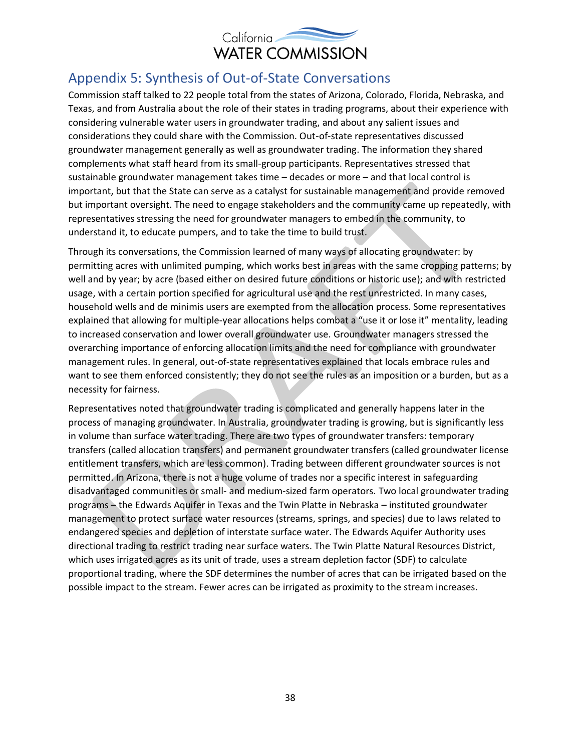## Appendix 5: Synthesis of Out-of-State Conversations

Commission staff talked to 22 people total from the states of Arizona, Colorado, Florida, Nebraska, and Texas, and from Australia about the role of their states in trading programs, about their experience with considering vulnerable water users in groundwater trading, and about any salient issues and considerations they could share with the Commission. Out-of-state representatives discussed groundwater management generally as well as groundwater trading. The information they shared complements what staff heard from its small-group participants. Representatives stressed that sustainable groundwater management takes time – decades or more – and that local control is important, but that the State can serve as a catalyst for sustainable management and provide removed but important oversight. The need to engage stakeholders and the community came up repeatedly, with representatives stressing the need for groundwater managers to embed in the community, to understand it, to educate pumpers, and to take the time to build trust.

Through its conversations, the Commission learned of many ways of allocating groundwater: by permitting acres with unlimited pumping, which works best in areas with the same cropping patterns; by well and by year; by acre (based either on desired future conditions or historic use); and with restricted usage, with a certain portion specified for agricultural use and the rest unrestricted. In many cases, household wells and de minimis users are exempted from the allocation process. Some representatives explained that allowing for multiple-year allocations helps combat a "use it or lose it" mentality, leading to increased conservation and lower overall groundwater use. Groundwater managers stressed the overarching importance of enforcing allocation limits and the need for compliance with groundwater management rules. In general, out-of-state representatives explained that locals embrace rules and want to see them enforced consistently; they do not see the rules as an imposition or a burden, but as a necessity for fairness.

Representatives noted that groundwater trading is complicated and generally happens later in the process of managing groundwater. In Australia, groundwater trading is growing, but is significantly less in volume than surface water trading. There are two types of groundwater transfers: temporary transfers (called allocation transfers) and permanent groundwater transfers (called groundwater license entitlement transfers, which are less common). Trading between different groundwater sources is not permitted. In Arizona, there is not a huge volume of trades nor a specific interest in safeguarding disadvantaged communities or small- and medium-sized farm operators. Two local groundwater trading programs – the Edwards Aquifer in Texas and the Twin Platte in Nebraska – instituted groundwater management to protect surface water resources (streams, springs, and species) due to laws related to endangered species and depletion of interstate surface water. The Edwards Aquifer Authority uses directional trading to restrict trading near surface waters. The Twin Platte Natural Resources District, which uses irrigated acres as its unit of trade, uses a stream depletion factor (SDF) to calculate proportional trading, where the SDF determines the number of acres that can be irrigated based on the possible impact to the stream. Fewer acres can be irrigated as proximity to the stream increases.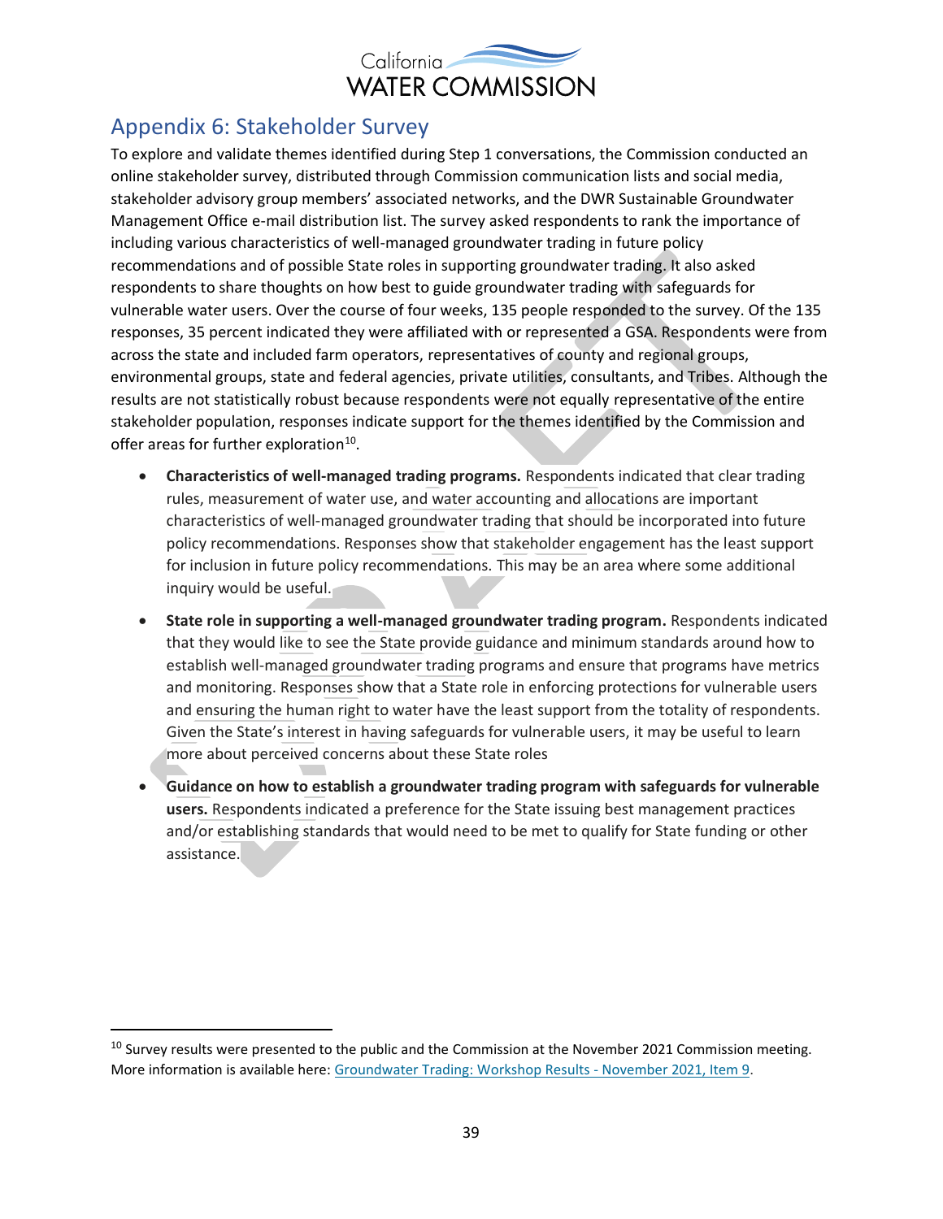## Appendix 6: Stakeholder Survey

To explore and validate themes identified during Step 1 conversations, the Commission conducted an online stakeholder survey, distributed through Commission communication lists and social media, stakeholder advisory group members' associated networks, and the DWR Sustainable Groundwater Management Office e-mail distribution list. The survey asked respondents to rank the importance of including various characteristics of well-managed groundwater trading in future policy recommendations and of possible State roles in supporting groundwater trading. It also asked respondents to share thoughts on how best to guide groundwater trading with safeguards for vulnerable water users. Over the course of four weeks, 135 people responded to the survey. Of the 135 responses, 35 percent indicated they were affiliated with or represented a GSA. Respondents were from across the state and included farm operators, representatives of county and regional groups, environmental groups, state and federal agencies, private utilities, consultants, and Tribes. Although the results are not statistically robust because respondents were not equally representative of the entire stakeholder population, responses indicate support for the themes identified by the Commission and offer areas for further exploration[10].

- **Characteristics of well-managed trading programs.** Respondents indicated that clear trading rules, measurement of water use, and water accounting and allocations are important characteristics of well-managed groundwater trading that should be incorporated into future policy recommendations. Responses show that stakeholder engagement has the least support for inclusion in future policy recommendations. This may be an area where some additional inquiry would be useful.
- **State role in supporting a well-managed groundwater trading program.** Respondents indicated that they would like to see the State provide guidance and minimum standards around how to establish well-managed groundwater trading programs and ensure that programs have metrics and monitoring. Responses show that a State role in enforcing protections for vulnerable users and ensuring the human right to water have the least support from the totality of respondents. Given the State's interest in having safeguards for vulnerable users, it may be useful to learn more about perceived concerns about these State roles
- **Guidance on how to establish a groundwater trading program with safeguards for vulnerable users.** Respondents indicated a preference for the State issuing best management practices and/or establishing standards that would need to be met to qualify for State funding or other assistance.

[10] Survey results were presented to the public and the Commission at the November 2021 Commission meeting. More information is available here: Groundwater Trading: Workshop Results - November 2021, Item 9.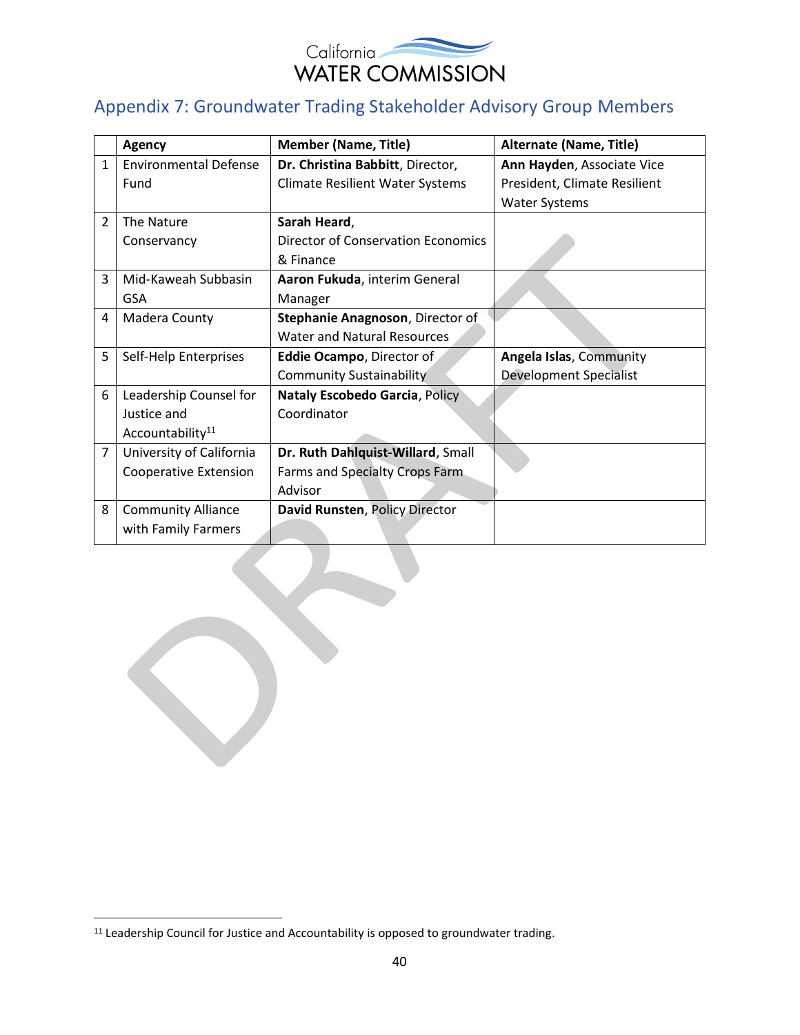## Appendix 7: Groundwater Trading Stakeholder Advisory Group Members

| | Agency | Member (Name, Title) | Alternate (Name, Title) |
|---|---|---|---|
| 1 | Environmental Defense Fund | **Dr. Christina Babbitt**, Director, Climate Resilient Water Systems | **Ann Hayden**, Associate Vice President, Climate Resilient Water Systems |
| 2 | The Nature Conservancy | **Sarah Heard**, Director of Conservation Economics & Finance | |
| 3 | Mid-Kaweah Subbasin GSA | **Aaron Fukuda**, interim General Manager | |
| 4 | Madera County | **Stephanie Anagnoson**, Director of Water and Natural Resources | |
| 5 | Self-Help Enterprises | **Eddie Ocampo**, Director of Community Sustainability | **Angela Islas**, Community Development Specialist |
| 6 | Leadership Counsel for Justice and Accountability[11] | **Nataly Escobedo Garcia**, Policy Coordinator | |
| 7 | University of California Cooperative Extension | **Dr. Ruth Dahlquist-Willard**, Small Farms and Specialty Crops Farm Advisor | |
| 8 | Community Alliance with Family Farmers | **David Runsten**, Policy Director | |

[11] Leadership Council for Justice and Accountability is opposed to groundwater trading.